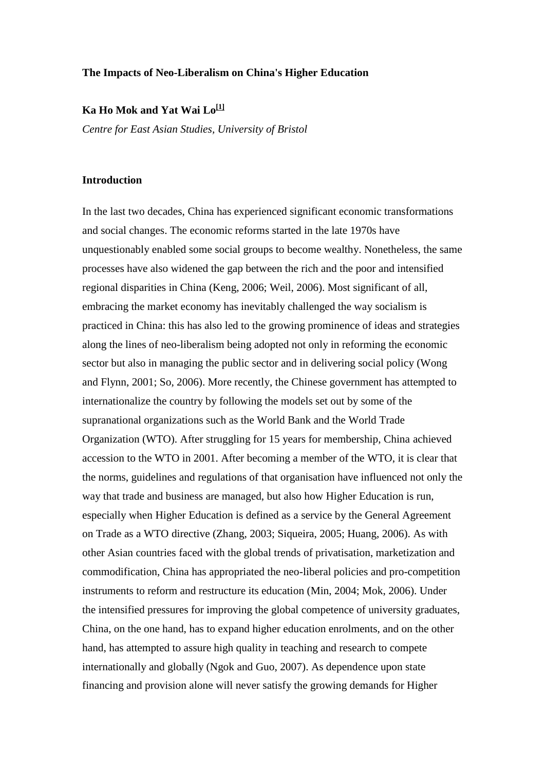# The Impacts of Neo-Liberalism on China's Higher Education

**Ka Ho Mok and Yat Wai Lo[1]**

*Centre for East Asian Studies, University of Bristol*

## Introduction

In the last two decades, China has experienced significant economic transformations and social changes. The economic reforms started in the late 1970s have unquestionably enabled some social groups to become wealthy. Nonetheless, the same processes have also widened the gap between the rich and the poor and intensified regional disparities in China (Keng, 2006; Weil, 2006). Most significant of all, embracing the market economy has inevitably challenged the way socialism is practiced in China: this has also led to the growing prominence of ideas and strategies along the lines of neo-liberalism being adopted not only in reforming the economic sector but also in managing the public sector and in delivering social policy (Wong and Flynn, 2001; So, 2006). More recently, the Chinese government has attempted to internationalize the country by following the models set out by some of the supranational organizations such as the World Bank and the World Trade Organization (WTO). After struggling for 15 years for membership, China achieved accession to the WTO in 2001. After becoming a member of the WTO, it is clear that the norms, guidelines and regulations of that organisation have influenced not only the way that trade and business are managed, but also how Higher Education is run, especially when Higher Education is defined as a service by the General Agreement on Trade as a WTO directive (Zhang, 2003; Siqueira, 2005; Huang, 2006). As with other Asian countries faced with the global trends of privatisation, marketization and commodification, China has appropriated the neo-liberal policies and pro-competition instruments to reform and restructure its education (Min, 2004; Mok, 2006). Under the intensified pressures for improving the global competence of university graduates, China, on the one hand, has to expand higher education enrolments, and on the other hand, has attempted to assure high quality in teaching and research to compete internationally and globally (Ngok and Guo, 2007). As dependence upon state financing and provision alone will never satisfy the growing demands for Higher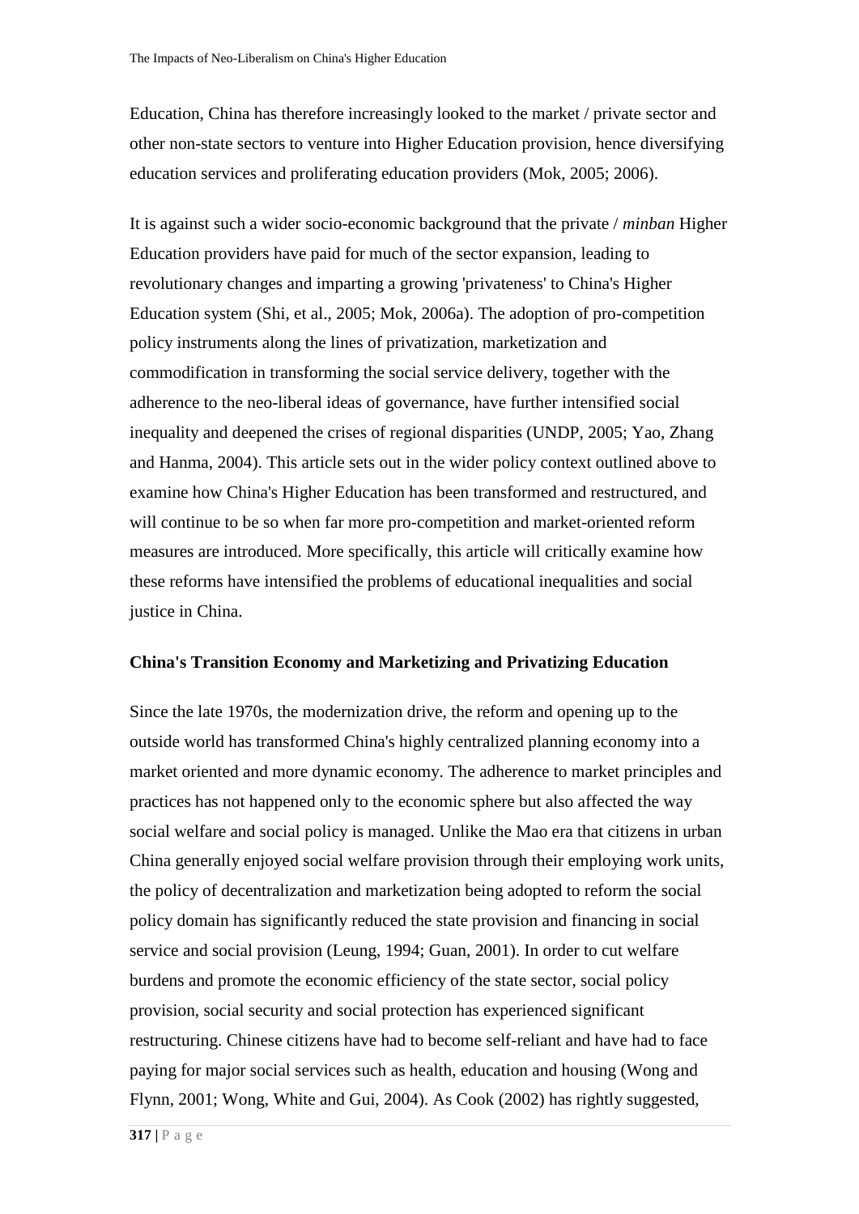Education, China has therefore increasingly looked to the market / private sector and other non-state sectors to venture into Higher Education provision, hence diversifying education services and proliferating education providers (Mok, 2005; 2006).

It is against such a wider socio-economic background that the private / *minban* Higher Education providers have paid for much of the sector expansion, leading to revolutionary changes and imparting a growing 'privateness' to China's Higher Education system (Shi, et al., 2005; Mok, 2006a). The adoption of pro-competition policy instruments along the lines of privatization, marketization and commodification in transforming the social service delivery, together with the adherence to the neo-liberal ideas of governance, have further intensified social inequality and deepened the crises of regional disparities (UNDP, 2005; Yao, Zhang and Hanma, 2004). This article sets out in the wider policy context outlined above to examine how China's Higher Education has been transformed and restructured, and will continue to be so when far more pro-competition and market-oriented reform measures are introduced. More specifically, this article will critically examine how these reforms have intensified the problems of educational inequalities and social justice in China.

**China's Transition Economy and Marketizing and Privatizing Education**

Since the late 1970s, the modernization drive, the reform and opening up to the outside world has transformed China's highly centralized planning economy into a market oriented and more dynamic economy. The adherence to market principles and practices has not happened only to the economic sphere but also affected the way social welfare and social policy is managed. Unlike the Mao era that citizens in urban China generally enjoyed social welfare provision through their employing work units, the policy of decentralization and marketization being adopted to reform the social policy domain has significantly reduced the state provision and financing in social service and social provision (Leung, 1994; Guan, 2001). In order to cut welfare burdens and promote the economic efficiency of the state sector, social policy provision, social security and social protection has experienced significant restructuring. Chinese citizens have had to become self-reliant and have had to face paying for major social services such as health, education and housing (Wong and Flynn, 2001; Wong, White and Gui, 2004). As Cook (2002) has rightly suggested,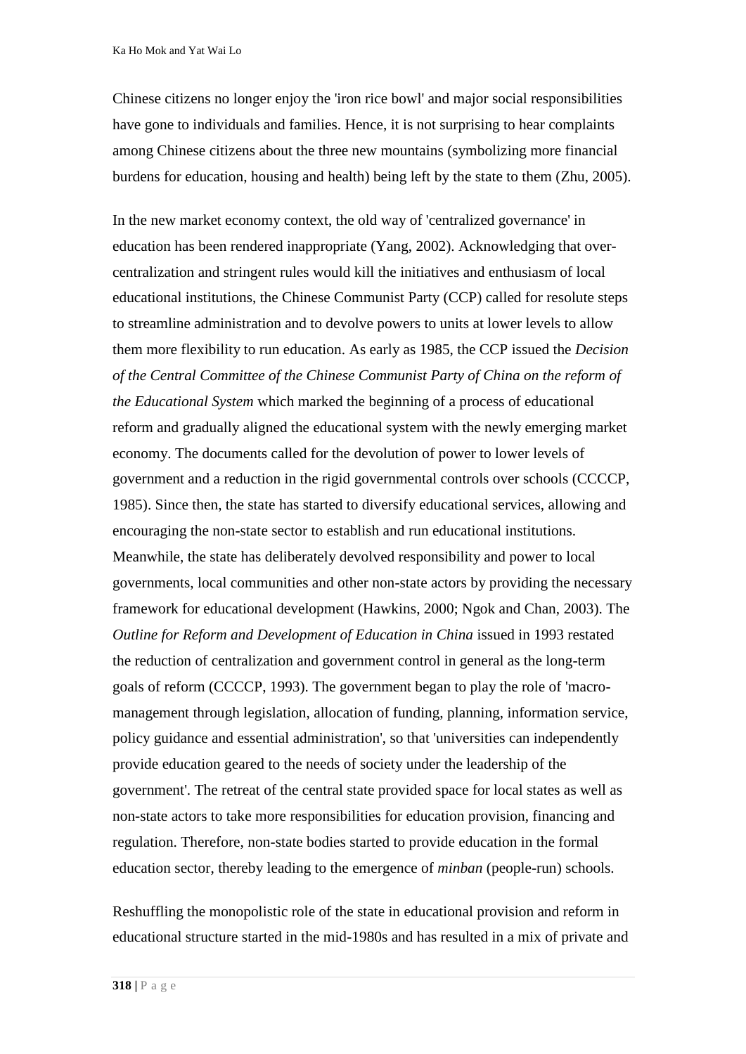Chinese citizens no longer enjoy the 'iron rice bowl' and major social responsibilities have gone to individuals and families. Hence, it is not surprising to hear complaints among Chinese citizens about the three new mountains (symbolizing more financial burdens for education, housing and health) being left by the state to them (Zhu, 2005).

In the new market economy context, the old way of 'centralized governance' in education has been rendered inappropriate (Yang, 2002). Acknowledging that over-centralization and stringent rules would kill the initiatives and enthusiasm of local educational institutions, the Chinese Communist Party (CCP) called for resolute steps to streamline administration and to devolve powers to units at lower levels to allow them more flexibility to run education. As early as 1985, the CCP issued the *Decision of the Central Committee of the Chinese Communist Party of China on the reform of the Educational System* which marked the beginning of a process of educational reform and gradually aligned the educational system with the newly emerging market economy. The documents called for the devolution of power to lower levels of government and a reduction in the rigid governmental controls over schools (CCCCP, 1985). Since then, the state has started to diversify educational services, allowing and encouraging the non-state sector to establish and run educational institutions. Meanwhile, the state has deliberately devolved responsibility and power to local governments, local communities and other non-state actors by providing the necessary framework for educational development (Hawkins, 2000; Ngok and Chan, 2003). The *Outline for Reform and Development of Education in China* issued in 1993 restated the reduction of centralization and government control in general as the long-term goals of reform (CCCCP, 1993). The government began to play the role of 'macro-management through legislation, allocation of funding, planning, information service, policy guidance and essential administration', so that 'universities can independently provide education geared to the needs of society under the leadership of the government'. The retreat of the central state provided space for local states as well as non-state actors to take more responsibilities for education provision, financing and regulation. Therefore, non-state bodies started to provide education in the formal education sector, thereby leading to the emergence of *minban* (people-run) schools.

Reshuffling the monopolistic role of the state in educational provision and reform in educational structure started in the mid-1980s and has resulted in a mix of private and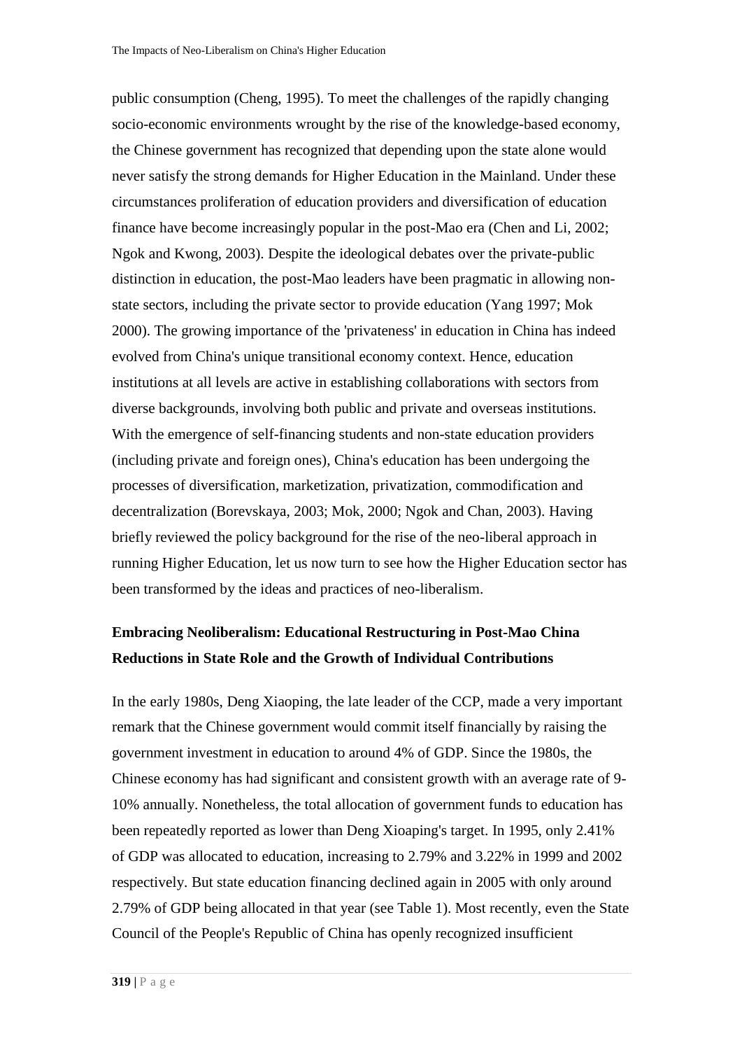public consumption (Cheng, 1995). To meet the challenges of the rapidly changing socio-economic environments wrought by the rise of the knowledge-based economy, the Chinese government has recognized that depending upon the state alone would never satisfy the strong demands for Higher Education in the Mainland. Under these circumstances proliferation of education providers and diversification of education finance have become increasingly popular in the post-Mao era (Chen and Li, 2002; Ngok and Kwong, 2003). Despite the ideological debates over the private-public distinction in education, the post-Mao leaders have been pragmatic in allowing non-state sectors, including the private sector to provide education (Yang 1997; Mok 2000). The growing importance of the 'privateness' in education in China has indeed evolved from China's unique transitional economy context. Hence, education institutions at all levels are active in establishing collaborations with sectors from diverse backgrounds, involving both public and private and overseas institutions. With the emergence of self-financing students and non-state education providers (including private and foreign ones), China's education has been undergoing the processes of diversification, marketization, privatization, commodification and decentralization (Borevskaya, 2003; Mok, 2000; Ngok and Chan, 2003). Having briefly reviewed the policy background for the rise of the neo-liberal approach in running Higher Education, let us now turn to see how the Higher Education sector has been transformed by the ideas and practices of neo-liberalism.

## Embracing Neoliberalism: Educational Restructuring in Post-Mao China

### Reductions in State Role and the Growth of Individual Contributions

In the early 1980s, Deng Xiaoping, the late leader of the CCP, made a very important remark that the Chinese government would commit itself financially by raising the government investment in education to around 4% of GDP. Since the 1980s, the Chinese economy has had significant and consistent growth with an average rate of 9-10% annually. Nonetheless, the total allocation of government funds to education has been repeatedly reported as lower than Deng Xioaping's target. In 1995, only 2.41% of GDP was allocated to education, increasing to 2.79% and 3.22% in 1999 and 2002 respectively. But state education financing declined again in 2005 with only around 2.79% of GDP being allocated in that year (see Table 1). Most recently, even the State Council of the People's Republic of China has openly recognized insufficient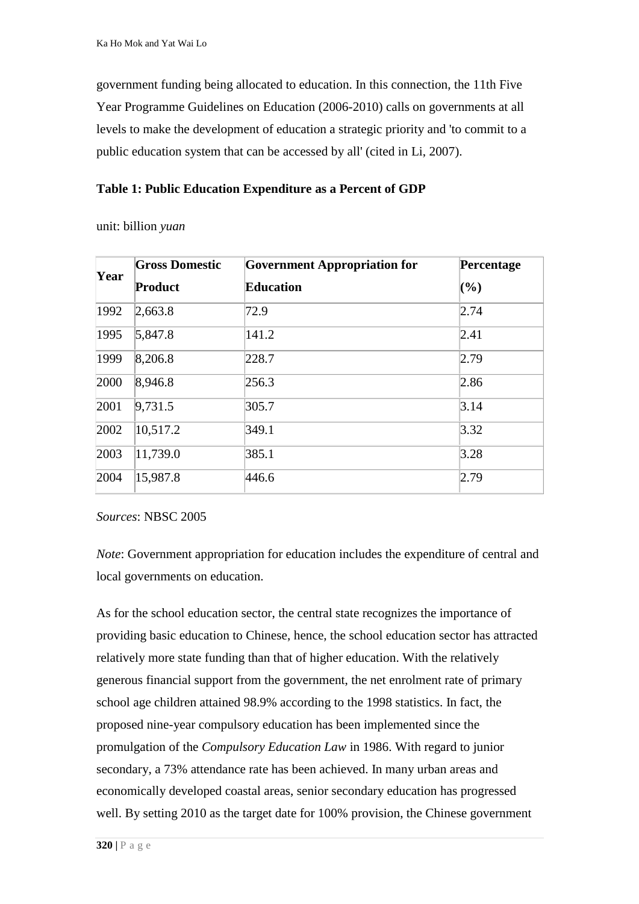government funding being allocated to education. In this connection, the 11th Five Year Programme Guidelines on Education (2006-2010) calls on governments at all levels to make the development of education a strategic priority and 'to commit to a public education system that can be accessed by all' (cited in Li, 2007).

**Table 1: Public Education Expenditure as a Percent of GDP**

unit: billion *yuan*

| Year | Gross Domestic Product | Government Appropriation for Education | Percentage (%) |
|---|---|---|---|
| 1992 | 2,663.8 | 72.9 | 2.74 |
| 1995 | 5,847.8 | 141.2 | 2.41 |
| 1999 | 8,206.8 | 228.7 | 2.79 |
| 2000 | 8,946.8 | 256.3 | 2.86 |
| 2001 | 9,731.5 | 305.7 | 3.14 |
| 2002 | 10,517.2 | 349.1 | 3.32 |
| 2003 | 11,739.0 | 385.1 | 3.28 |
| 2004 | 15,987.8 | 446.6 | 2.79 |

*Sources*: NBSC 2005

*Note*: Government appropriation for education includes the expenditure of central and local governments on education.

As for the school education sector, the central state recognizes the importance of providing basic education to Chinese, hence, the school education sector has attracted relatively more state funding than that of higher education. With the relatively generous financial support from the government, the net enrolment rate of primary school age children attained 98.9% according to the 1998 statistics. In fact, the proposed nine-year compulsory education has been implemented since the promulgation of the *Compulsory Education Law* in 1986. With regard to junior secondary, a 73% attendance rate has been achieved. In many urban areas and economically developed coastal areas, senior secondary education has progressed well. By setting 2010 as the target date for 100% provision, the Chinese government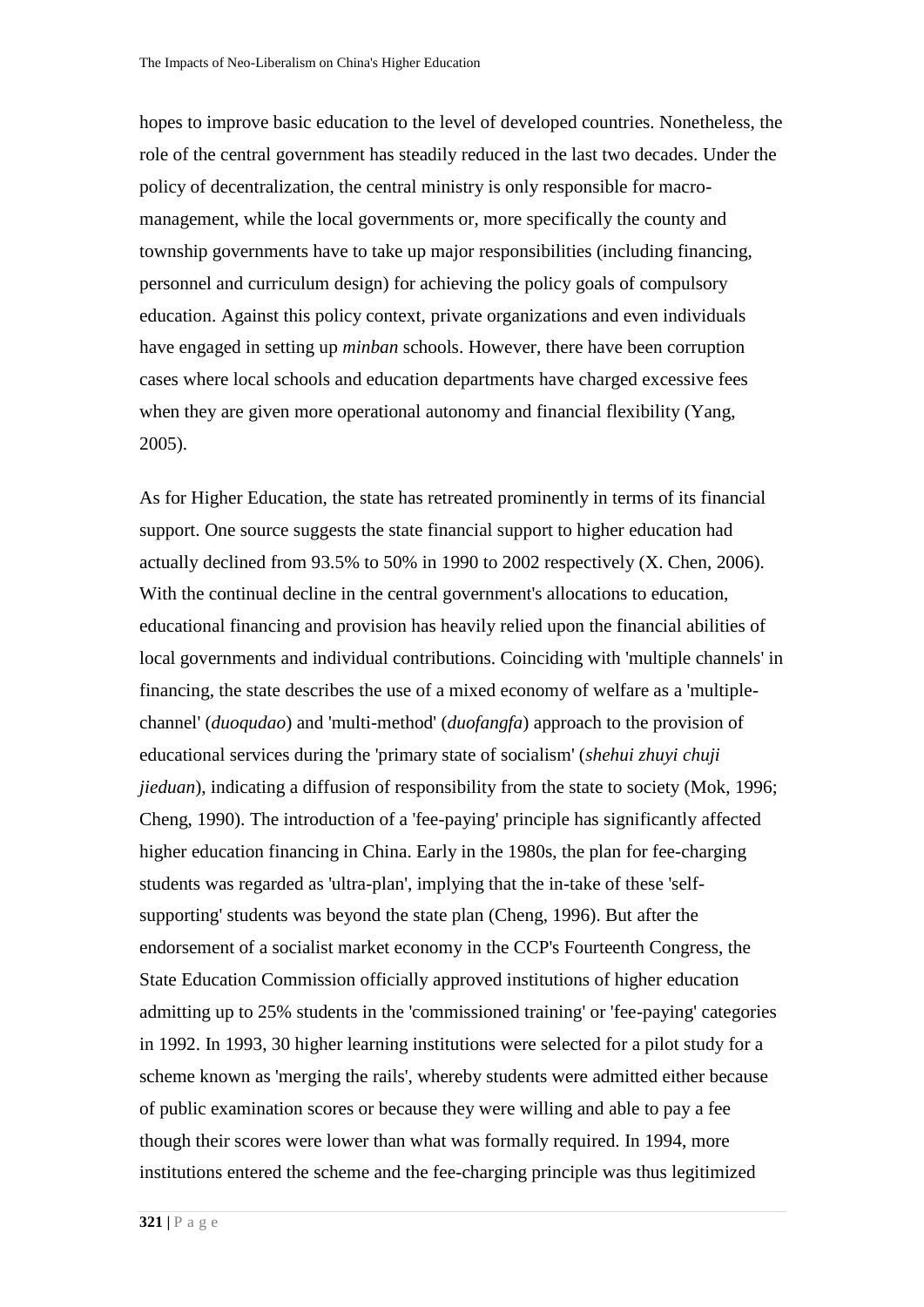hopes to improve basic education to the level of developed countries. Nonetheless, the role of the central government has steadily reduced in the last two decades. Under the policy of decentralization, the central ministry is only responsible for macro-management, while the local governments or, more specifically the county and township governments have to take up major responsibilities (including financing, personnel and curriculum design) for achieving the policy goals of compulsory education. Against this policy context, private organizations and even individuals have engaged in setting up *minban* schools. However, there have been corruption cases where local schools and education departments have charged excessive fees when they are given more operational autonomy and financial flexibility (Yang, 2005).

As for Higher Education, the state has retreated prominently in terms of its financial support. One source suggests the state financial support to higher education had actually declined from 93.5% to 50% in 1990 to 2002 respectively (X. Chen, 2006). With the continual decline in the central government's allocations to education, educational financing and provision has heavily relied upon the financial abilities of local governments and individual contributions. Coinciding with 'multiple channels' in financing, the state describes the use of a mixed economy of welfare as a 'multiple-channel' (*duoqudao*) and 'multi-method' (*duofangfa*) approach to the provision of educational services during the 'primary state of socialism' (*shehui zhuyi chuji jieduan*), indicating a diffusion of responsibility from the state to society (Mok, 1996; Cheng, 1990). The introduction of a 'fee-paying' principle has significantly affected higher education financing in China. Early in the 1980s, the plan for fee-charging students was regarded as 'ultra-plan', implying that the in-take of these 'self-supporting' students was beyond the state plan (Cheng, 1996). But after the endorsement of a socialist market economy in the CCP's Fourteenth Congress, the State Education Commission officially approved institutions of higher education admitting up to 25% students in the 'commissioned training' or 'fee-paying' categories in 1992. In 1993, 30 higher learning institutions were selected for a pilot study for a scheme known as 'merging the rails', whereby students were admitted either because of public examination scores or because they were willing and able to pay a fee though their scores were lower than what was formally required. In 1994, more institutions entered the scheme and the fee-charging principle was thus legitimized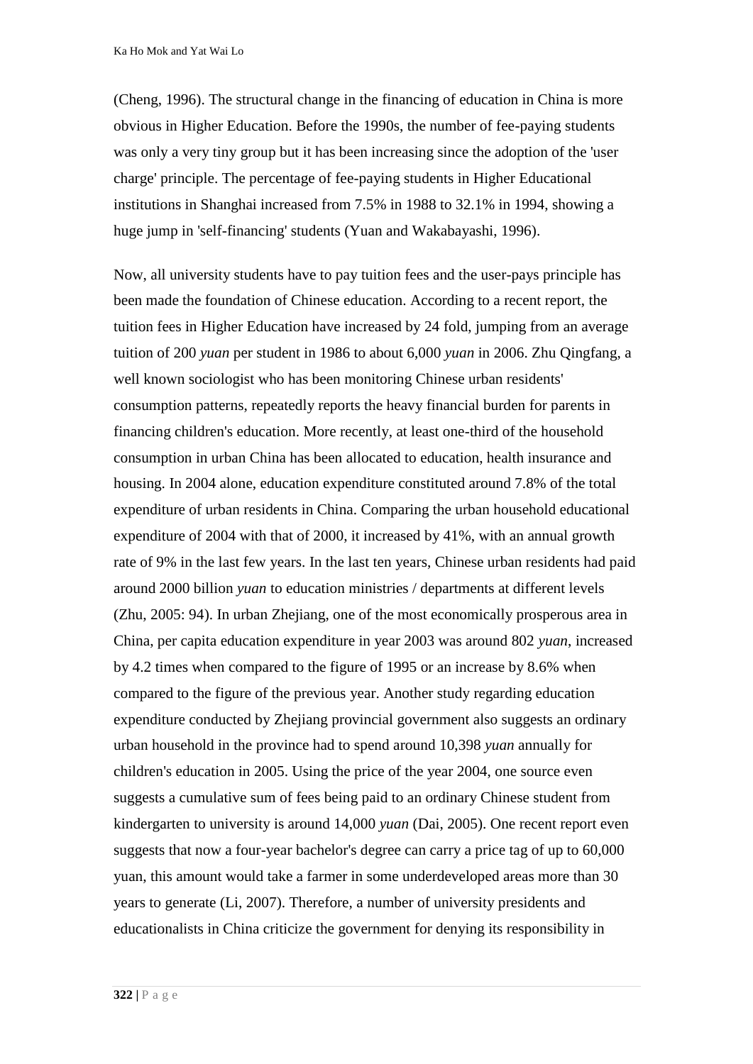(Cheng, 1996). The structural change in the financing of education in China is more obvious in Higher Education. Before the 1990s, the number of fee-paying students was only a very tiny group but it has been increasing since the adoption of the 'user charge' principle. The percentage of fee-paying students in Higher Educational institutions in Shanghai increased from 7.5% in 1988 to 32.1% in 1994, showing a huge jump in 'self-financing' students (Yuan and Wakabayashi, 1996).

Now, all university students have to pay tuition fees and the user-pays principle has been made the foundation of Chinese education. According to a recent report, the tuition fees in Higher Education have increased by 24 fold, jumping from an average tuition of 200 *yuan* per student in 1986 to about 6,000 *yuan* in 2006. Zhu Qingfang, a well known sociologist who has been monitoring Chinese urban residents' consumption patterns, repeatedly reports the heavy financial burden for parents in financing children's education. More recently, at least one-third of the household consumption in urban China has been allocated to education, health insurance and housing. In 2004 alone, education expenditure constituted around 7.8% of the total expenditure of urban residents in China. Comparing the urban household educational expenditure of 2004 with that of 2000, it increased by 41%, with an annual growth rate of 9% in the last few years. In the last ten years, Chinese urban residents had paid around 2000 billion *yuan* to education ministries / departments at different levels (Zhu, 2005: 94). In urban Zhejiang, one of the most economically prosperous area in China, per capita education expenditure in year 2003 was around 802 *yuan*, increased by 4.2 times when compared to the figure of 1995 or an increase by 8.6% when compared to the figure of the previous year. Another study regarding education expenditure conducted by Zhejiang provincial government also suggests an ordinary urban household in the province had to spend around 10,398 *yuan* annually for children's education in 2005. Using the price of the year 2004, one source even suggests a cumulative sum of fees being paid to an ordinary Chinese student from kindergarten to university is around 14,000 *yuan* (Dai, 2005). One recent report even suggests that now a four-year bachelor's degree can carry a price tag of up to 60,000 yuan, this amount would take a farmer in some underdeveloped areas more than 30 years to generate (Li, 2007). Therefore, a number of university presidents and educationalists in China criticize the government for denying its responsibility in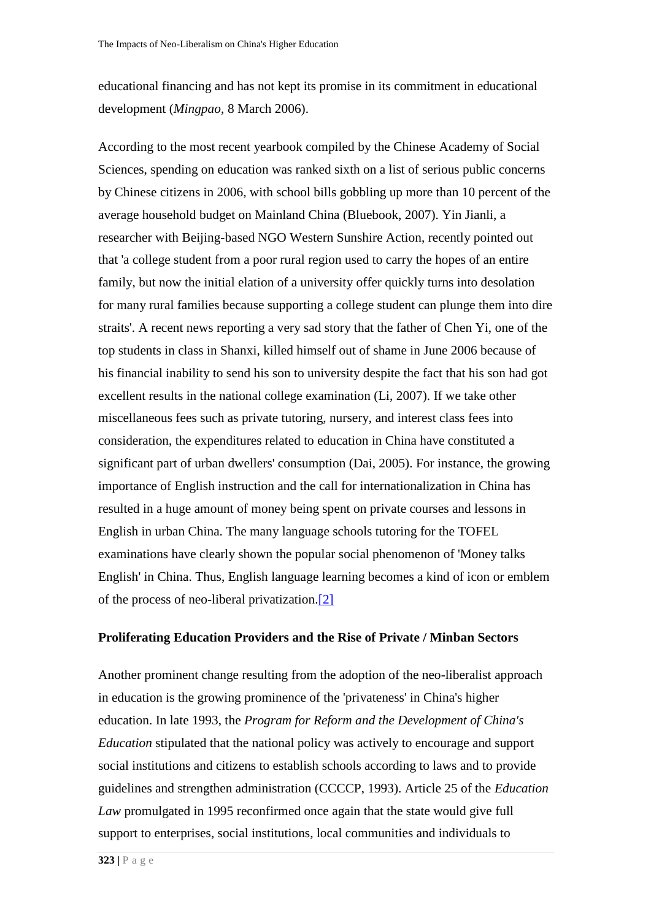educational financing and has not kept its promise in its commitment in educational development (*Mingpao*, 8 March 2006).

According to the most recent yearbook compiled by the Chinese Academy of Social Sciences, spending on education was ranked sixth on a list of serious public concerns by Chinese citizens in 2006, with school bills gobbling up more than 10 percent of the average household budget on Mainland China (Bluebook, 2007). Yin Jianli, a researcher with Beijing-based NGO Western Sunshire Action, recently pointed out that 'a college student from a poor rural region used to carry the hopes of an entire family, but now the initial elation of a university offer quickly turns into desolation for many rural families because supporting a college student can plunge them into dire straits'. A recent news reporting a very sad story that the father of Chen Yi, one of the top students in class in Shanxi, killed himself out of shame in June 2006 because of his financial inability to send his son to university despite the fact that his son had got excellent results in the national college examination (Li, 2007). If we take other miscellaneous fees such as private tutoring, nursery, and interest class fees into consideration, the expenditures related to education in China have constituted a significant part of urban dwellers' consumption (Dai, 2005). For instance, the growing importance of English instruction and the call for internationalization in China has resulted in a huge amount of money being spent on private courses and lessons in English in urban China. The many language schools tutoring for the TOFEL examinations have clearly shown the popular social phenomenon of 'Money talks English' in China. Thus, English language learning becomes a kind of icon or emblem of the process of neo-liberal privatization.[2]

**Proliferating Education Providers and the Rise of Private / Minban Sectors**

Another prominent change resulting from the adoption of the neo-liberalist approach in education is the growing prominence of the 'privateness' in China's higher education. In late 1993, the *Program for Reform and the Development of China's Education* stipulated that the national policy was actively to encourage and support social institutions and citizens to establish schools according to laws and to provide guidelines and strengthen administration (CCCCP, 1993). Article 25 of the *Education Law* promulgated in 1995 reconfirmed once again that the state would give full support to enterprises, social institutions, local communities and individuals to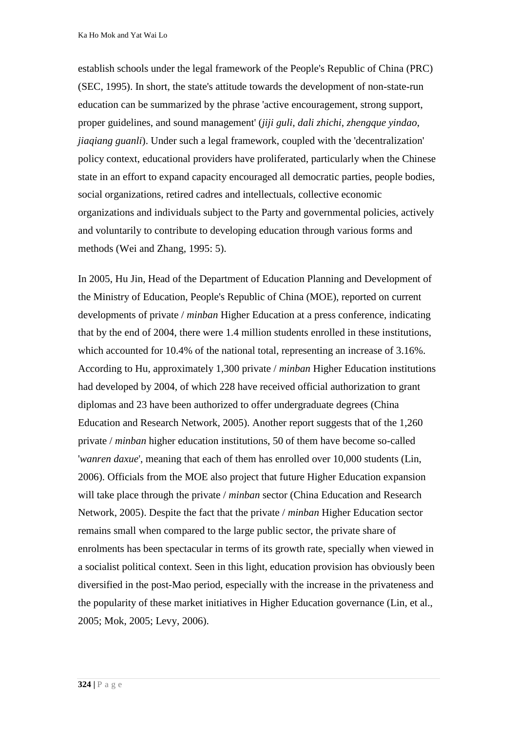establish schools under the legal framework of the People's Republic of China (PRC) (SEC, 1995). In short, the state's attitude towards the development of non-state-run education can be summarized by the phrase 'active encouragement, strong support, proper guidelines, and sound management' (*jiji guli, dali zhichi*, *zhengque yindao*, *jiaqiang guanli*). Under such a legal framework, coupled with the 'decentralization' policy context, educational providers have proliferated, particularly when the Chinese state in an effort to expand capacity encouraged all democratic parties, people bodies, social organizations, retired cadres and intellectuals, collective economic organizations and individuals subject to the Party and governmental policies, actively and voluntarily to contribute to developing education through various forms and methods (Wei and Zhang, 1995: 5).

In 2005, Hu Jin, Head of the Department of Education Planning and Development of the Ministry of Education, People's Republic of China (MOE), reported on current developments of private / *minban* Higher Education at a press conference, indicating that by the end of 2004, there were 1.4 million students enrolled in these institutions, which accounted for 10.4% of the national total, representing an increase of 3.16%. According to Hu, approximately 1,300 private / *minban* Higher Education institutions had developed by 2004, of which 228 have received official authorization to grant diplomas and 23 have been authorized to offer undergraduate degrees (China Education and Research Network, 2005). Another report suggests that of the 1,260 private / *minban* higher education institutions, 50 of them have become so-called '*wanren daxue*', meaning that each of them has enrolled over 10,000 students (Lin, 2006). Officials from the MOE also project that future Higher Education expansion will take place through the private / *minban* sector (China Education and Research Network, 2005). Despite the fact that the private / *minban* Higher Education sector remains small when compared to the large public sector, the private share of enrolments has been spectacular in terms of its growth rate, specially when viewed in a socialist political context. Seen in this light, education provision has obviously been diversified in the post-Mao period, especially with the increase in the privateness and the popularity of these market initiatives in Higher Education governance (Lin, et al., 2005; Mok, 2005; Levy, 2006).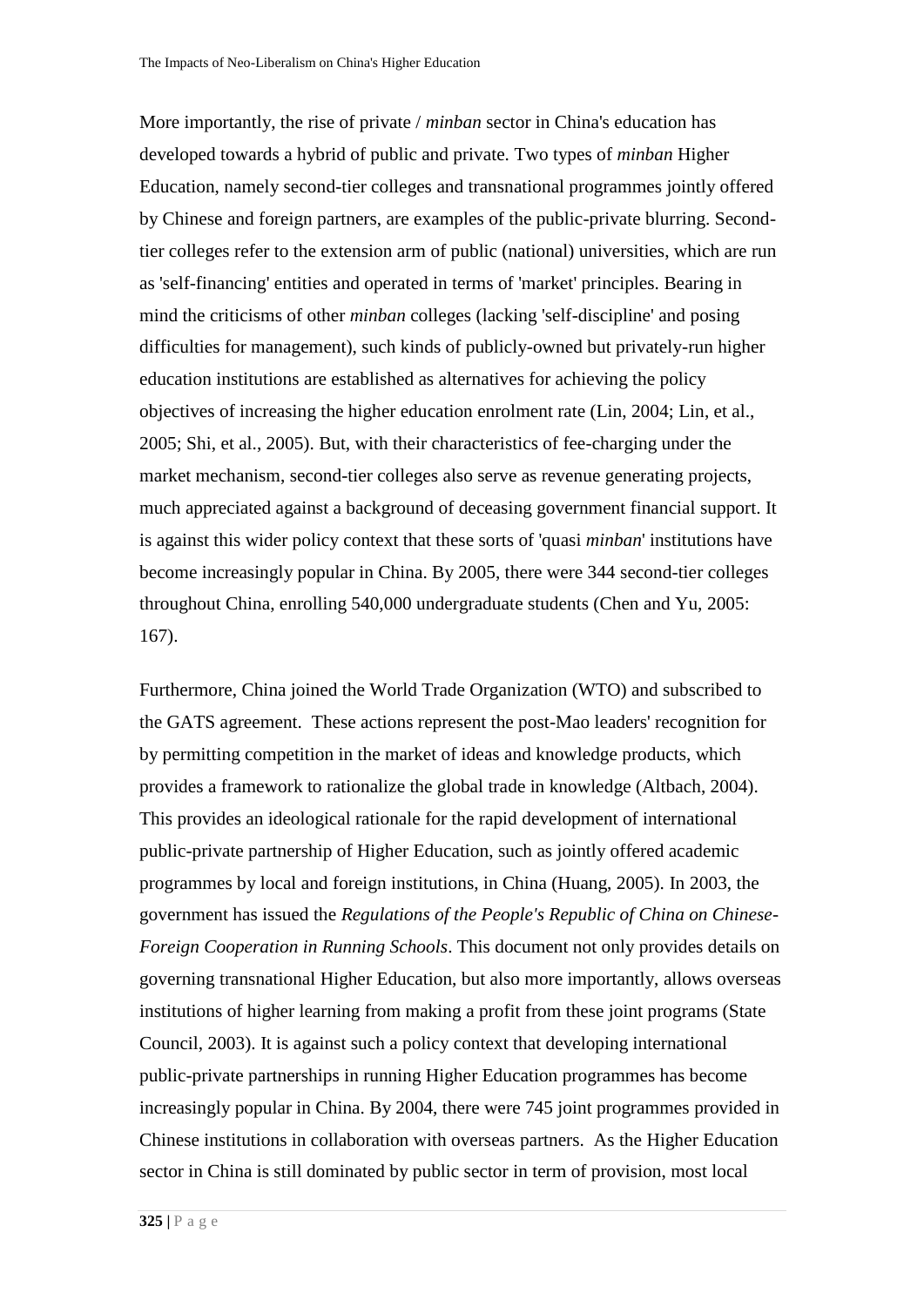More importantly, the rise of private / *minban* sector in China's education has developed towards a hybrid of public and private. Two types of *minban* Higher Education, namely second-tier colleges and transnational programmes jointly offered by Chinese and foreign partners, are examples of the public-private blurring. Second-tier colleges refer to the extension arm of public (national) universities, which are run as 'self-financing' entities and operated in terms of 'market' principles. Bearing in mind the criticisms of other *minban* colleges (lacking 'self-discipline' and posing difficulties for management), such kinds of publicly-owned but privately-run higher education institutions are established as alternatives for achieving the policy objectives of increasing the higher education enrolment rate (Lin, 2004; Lin, et al., 2005; Shi, et al., 2005). But, with their characteristics of fee-charging under the market mechanism, second-tier colleges also serve as revenue generating projects, much appreciated against a background of deceasing government financial support. It is against this wider policy context that these sorts of 'quasi *minban*' institutions have become increasingly popular in China. By 2005, there were 344 second-tier colleges throughout China, enrolling 540,000 undergraduate students (Chen and Yu, 2005: 167).

Furthermore, China joined the World Trade Organization (WTO) and subscribed to the GATS agreement. These actions represent the post-Mao leaders' recognition for by permitting competition in the market of ideas and knowledge products, which provides a framework to rationalize the global trade in knowledge (Altbach, 2004). This provides an ideological rationale for the rapid development of international public-private partnership of Higher Education, such as jointly offered academic programmes by local and foreign institutions, in China (Huang, 2005). In 2003, the government has issued the *Regulations of the People's Republic of China on Chinese-Foreign Cooperation in Running Schools*. This document not only provides details on governing transnational Higher Education, but also more importantly, allows overseas institutions of higher learning from making a profit from these joint programs (State Council, 2003). It is against such a policy context that developing international public-private partnerships in running Higher Education programmes has become increasingly popular in China. By 2004, there were 745 joint programmes provided in Chinese institutions in collaboration with overseas partners. As the Higher Education sector in China is still dominated by public sector in term of provision, most local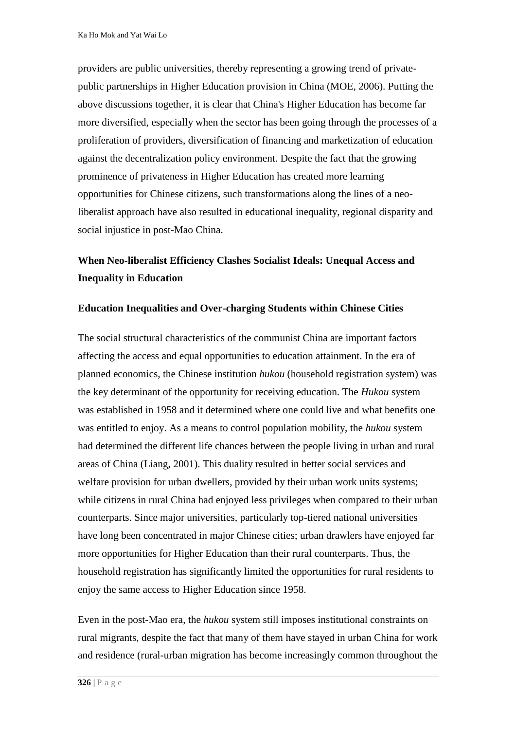providers are public universities, thereby representing a growing trend of private-public partnerships in Higher Education provision in China (MOE, 2006). Putting the above discussions together, it is clear that China's Higher Education has become far more diversified, especially when the sector has been going through the processes of a proliferation of providers, diversification of financing and marketization of education against the decentralization policy environment. Despite the fact that the growing prominence of privateness in Higher Education has created more learning opportunities for Chinese citizens, such transformations along the lines of a neo-liberalist approach have also resulted in educational inequality, regional disparity and social injustice in post-Mao China.

## When Neo-liberalist Efficiency Clashes Socialist Ideals: Unequal Access and Inequality in Education

### Education Inequalities and Over-charging Students within Chinese Cities

The social structural characteristics of the communist China are important factors affecting the access and equal opportunities to education attainment. In the era of planned economics, the Chinese institution *hukou* (household registration system) was the key determinant of the opportunity for receiving education. The *Hukou* system was established in 1958 and it determined where one could live and what benefits one was entitled to enjoy. As a means to control population mobility, the *hukou* system had determined the different life chances between the people living in urban and rural areas of China (Liang, 2001). This duality resulted in better social services and welfare provision for urban dwellers, provided by their urban work units systems; while citizens in rural China had enjoyed less privileges when compared to their urban counterparts. Since major universities, particularly top-tiered national universities have long been concentrated in major Chinese cities; urban drawlers have enjoyed far more opportunities for Higher Education than their rural counterparts. Thus, the household registration has significantly limited the opportunities for rural residents to enjoy the same access to Higher Education since 1958.

Even in the post-Mao era, the *hukou* system still imposes institutional constraints on rural migrants, despite the fact that many of them have stayed in urban China for work and residence (rural-urban migration has become increasingly common throughout the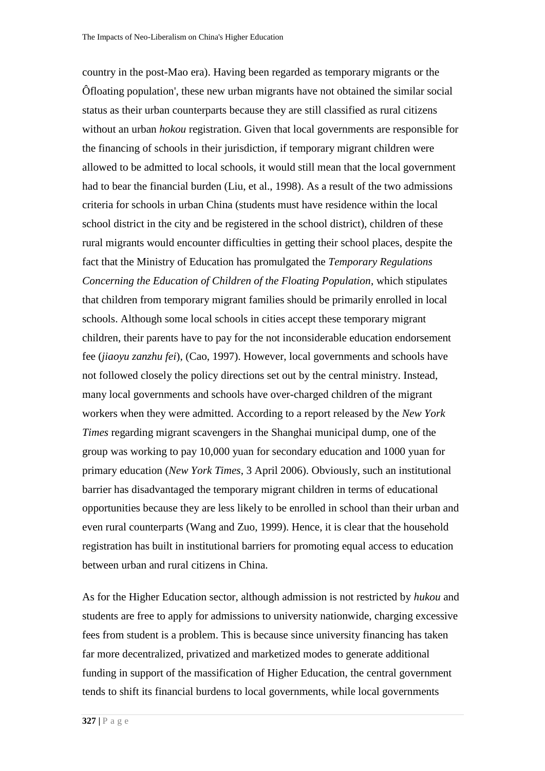country in the post-Mao era). Having been regarded as temporary migrants or the Ôfloating population', these new urban migrants have not obtained the similar social status as their urban counterparts because they are still classified as rural citizens without an urban *hokou* registration. Given that local governments are responsible for the financing of schools in their jurisdiction, if temporary migrant children were allowed to be admitted to local schools, it would still mean that the local government had to bear the financial burden (Liu, et al., 1998). As a result of the two admissions criteria for schools in urban China (students must have residence within the local school district in the city and be registered in the school district), children of these rural migrants would encounter difficulties in getting their school places, despite the fact that the Ministry of Education has promulgated the *Temporary Regulations Concerning the Education of Children of the Floating Population*, which stipulates that children from temporary migrant families should be primarily enrolled in local schools. Although some local schools in cities accept these temporary migrant children, their parents have to pay for the not inconsiderable education endorsement fee (*jiaoyu zanzhu fei*), (Cao, 1997). However, local governments and schools have not followed closely the policy directions set out by the central ministry. Instead, many local governments and schools have over-charged children of the migrant workers when they were admitted. According to a report released by the *New York Times* regarding migrant scavengers in the Shanghai municipal dump, one of the group was working to pay 10,000 yuan for secondary education and 1000 yuan for primary education (*New York Times*, 3 April 2006). Obviously, such an institutional barrier has disadvantaged the temporary migrant children in terms of educational opportunities because they are less likely to be enrolled in school than their urban and even rural counterparts (Wang and Zuo, 1999). Hence, it is clear that the household registration has built in institutional barriers for promoting equal access to education between urban and rural citizens in China.

As for the Higher Education sector, although admission is not restricted by *hukou* and students are free to apply for admissions to university nationwide, charging excessive fees from student is a problem. This is because since university financing has taken far more decentralized, privatized and marketized modes to generate additional funding in support of the massification of Higher Education, the central government tends to shift its financial burdens to local governments, while local governments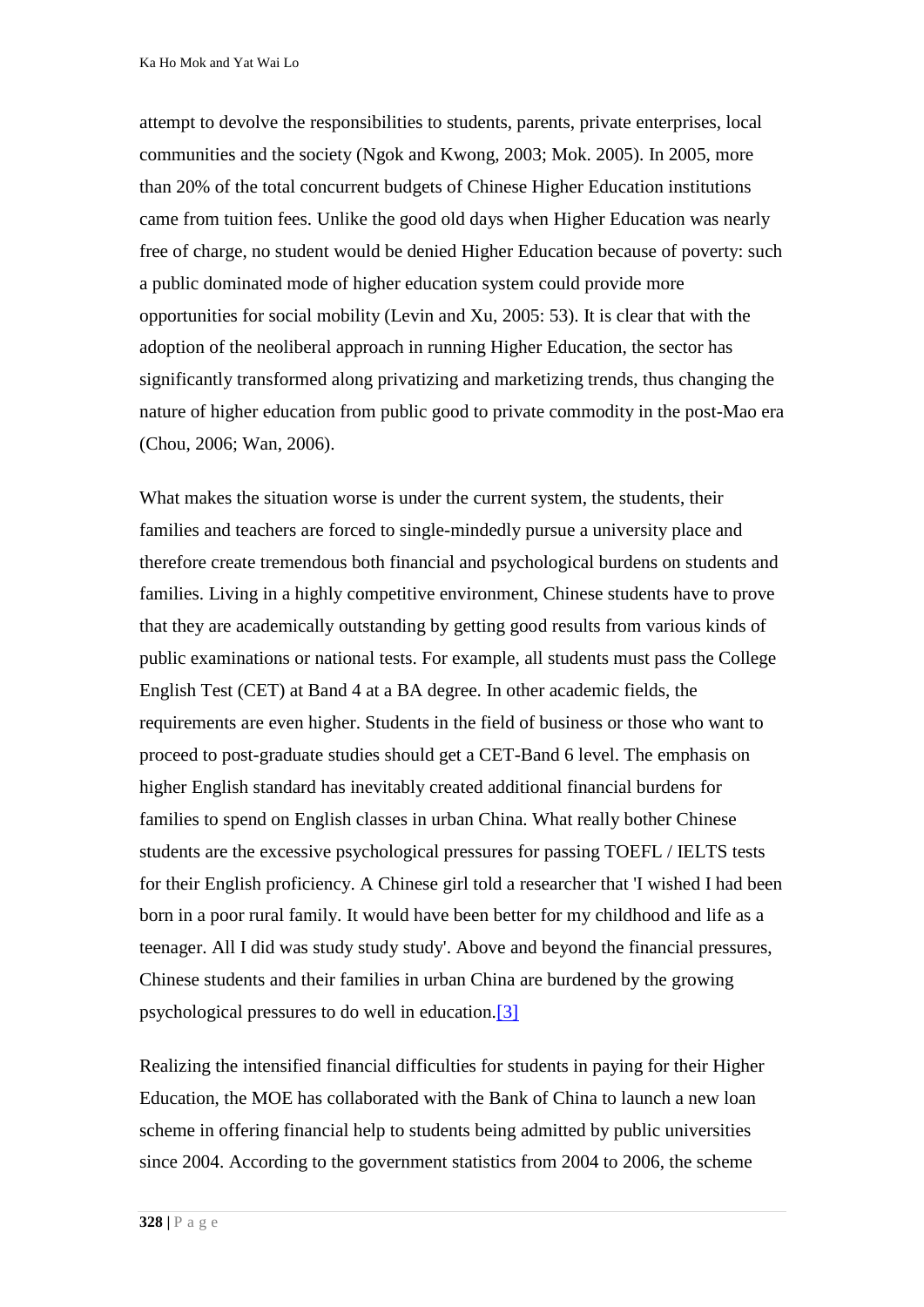attempt to devolve the responsibilities to students, parents, private enterprises, local communities and the society (Ngok and Kwong, 2003; Mok. 2005). In 2005, more than 20% of the total concurrent budgets of Chinese Higher Education institutions came from tuition fees. Unlike the good old days when Higher Education was nearly free of charge, no student would be denied Higher Education because of poverty: such a public dominated mode of higher education system could provide more opportunities for social mobility (Levin and Xu, 2005: 53). It is clear that with the adoption of the neoliberal approach in running Higher Education, the sector has significantly transformed along privatizing and marketizing trends, thus changing the nature of higher education from public good to private commodity in the post-Mao era (Chou, 2006; Wan, 2006).

What makes the situation worse is under the current system, the students, their families and teachers are forced to single-mindedly pursue a university place and therefore create tremendous both financial and psychological burdens on students and families. Living in a highly competitive environment, Chinese students have to prove that they are academically outstanding by getting good results from various kinds of public examinations or national tests. For example, all students must pass the College English Test (CET) at Band 4 at a BA degree. In other academic fields, the requirements are even higher. Students in the field of business or those who want to proceed to post-graduate studies should get a CET-Band 6 level. The emphasis on higher English standard has inevitably created additional financial burdens for families to spend on English classes in urban China. What really bother Chinese students are the excessive psychological pressures for passing TOEFL / IELTS tests for their English proficiency. A Chinese girl told a researcher that 'I wished I had been born in a poor rural family. It would have been better for my childhood and life as a teenager. All I did was study study study'. Above and beyond the financial pressures, Chinese students and their families in urban China are burdened by the growing psychological pressures to do well in education.[3]

Realizing the intensified financial difficulties for students in paying for their Higher Education, the MOE has collaborated with the Bank of China to launch a new loan scheme in offering financial help to students being admitted by public universities since 2004. According to the government statistics from 2004 to 2006, the scheme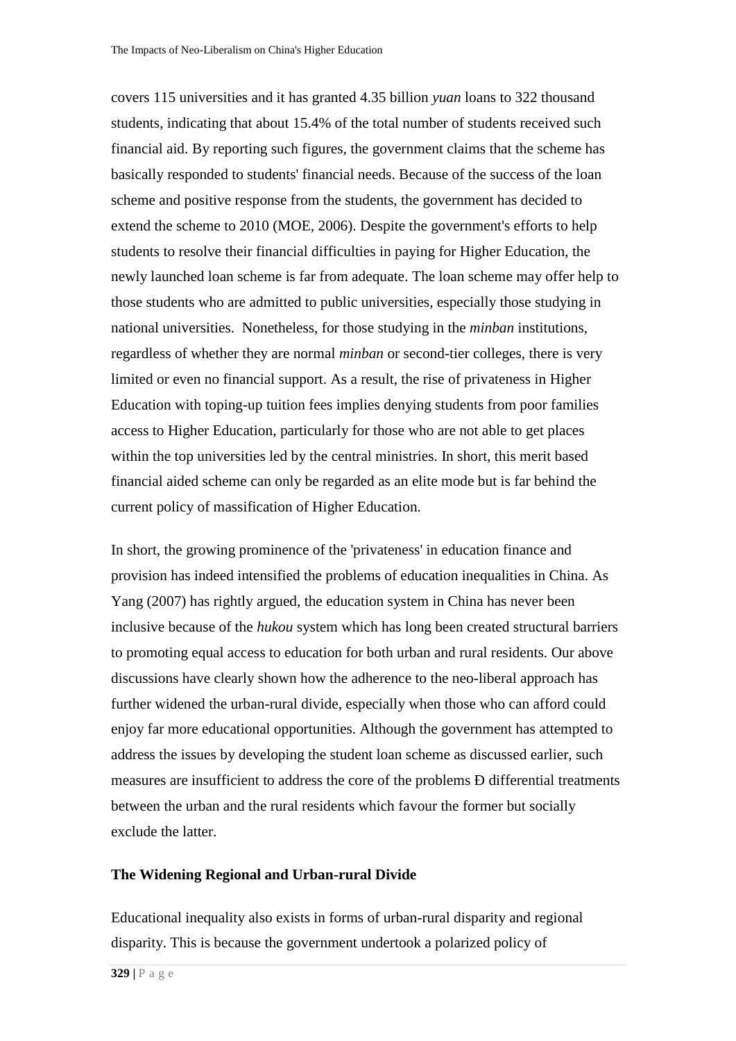covers 115 universities and it has granted 4.35 billion *yuan* loans to 322 thousand students, indicating that about 15.4% of the total number of students received such financial aid. By reporting such figures, the government claims that the scheme has basically responded to students' financial needs. Because of the success of the loan scheme and positive response from the students, the government has decided to extend the scheme to 2010 (MOE, 2006). Despite the government's efforts to help students to resolve their financial difficulties in paying for Higher Education, the newly launched loan scheme is far from adequate. The loan scheme may offer help to those students who are admitted to public universities, especially those studying in national universities. Nonetheless, for those studying in the *minban* institutions, regardless of whether they are normal *minban* or second-tier colleges, there is very limited or even no financial support. As a result, the rise of privateness in Higher Education with toping-up tuition fees implies denying students from poor families access to Higher Education, particularly for those who are not able to get places within the top universities led by the central ministries. In short, this merit based financial aided scheme can only be regarded as an elite mode but is far behind the current policy of massification of Higher Education.

In short, the growing prominence of the 'privateness' in education finance and provision has indeed intensified the problems of education inequalities in China. As Yang (2007) has rightly argued, the education system in China has never been inclusive because of the *hukou* system which has long been created structural barriers to promoting equal access to education for both urban and rural residents. Our above discussions have clearly shown how the adherence to the neo-liberal approach has further widened the urban-rural divide, especially when those who can afford could enjoy far more educational opportunities. Although the government has attempted to address the issues by developing the student loan scheme as discussed earlier, such measures are insufficient to address the core of the problems Ð differential treatments between the urban and the rural residents which favour the former but socially exclude the latter.

**The Widening Regional and Urban-rural Divide**

Educational inequality also exists in forms of urban-rural disparity and regional disparity. This is because the government undertook a polarized policy of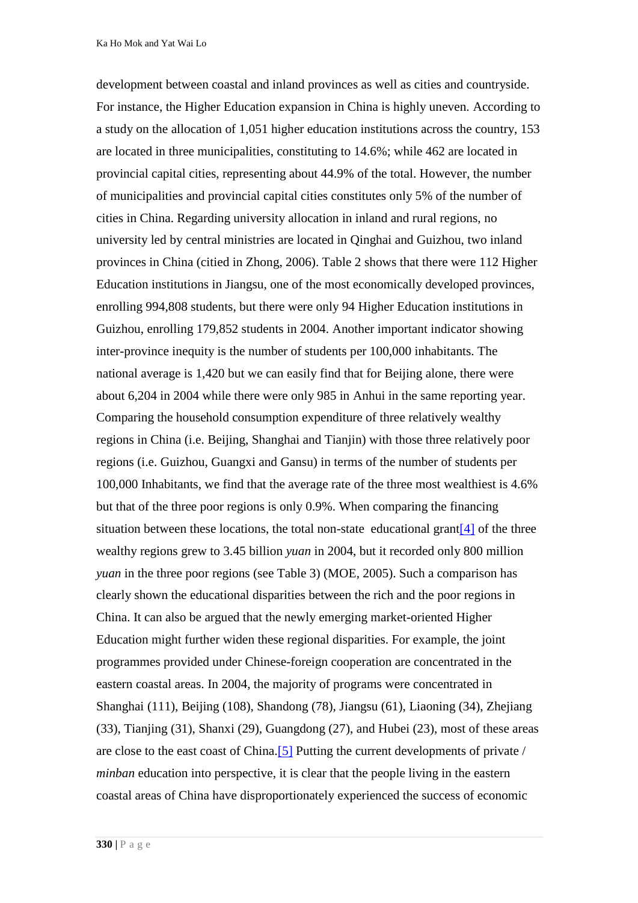development between coastal and inland provinces as well as cities and countryside. For instance, the Higher Education expansion in China is highly uneven. According to a study on the allocation of 1,051 higher education institutions across the country, 153 are located in three municipalities, constituting to 14.6%; while 462 are located in provincial capital cities, representing about 44.9% of the total. However, the number of municipalities and provincial capital cities constitutes only 5% of the number of cities in China. Regarding university allocation in inland and rural regions, no university led by central ministries are located in Qinghai and Guizhou, two inland provinces in China (citied in Zhong, 2006). Table 2 shows that there were 112 Higher Education institutions in Jiangsu, one of the most economically developed provinces, enrolling 994,808 students, but there were only 94 Higher Education institutions in Guizhou, enrolling 179,852 students in 2004. Another important indicator showing inter-province inequity is the number of students per 100,000 inhabitants. The national average is 1,420 but we can easily find that for Beijing alone, there were about 6,204 in 2004 while there were only 985 in Anhui in the same reporting year. Comparing the household consumption expenditure of three relatively wealthy regions in China (i.e. Beijing, Shanghai and Tianjin) with those three relatively poor regions (i.e. Guizhou, Guangxi and Gansu) in terms of the number of students per 100,000 Inhabitants, we find that the average rate of the three most wealthiest is 4.6% but that of the three poor regions is only 0.9%. When comparing the financing situation between these locations, the total non-state educational grant[4] of the three wealthy regions grew to 3.45 billion *yuan* in 2004, but it recorded only 800 million *yuan* in the three poor regions (see Table 3) (MOE, 2005). Such a comparison has clearly shown the educational disparities between the rich and the poor regions in China. It can also be argued that the newly emerging market-oriented Higher Education might further widen these regional disparities. For example, the joint programmes provided under Chinese-foreign cooperation are concentrated in the eastern coastal areas. In 2004, the majority of programs were concentrated in Shanghai (111), Beijing (108), Shandong (78), Jiangsu (61), Liaoning (34), Zhejiang (33), Tianjing (31), Shanxi (29), Guangdong (27), and Hubei (23), most of these areas are close to the east coast of China.[5] Putting the current developments of private / *minban* education into perspective, it is clear that the people living in the eastern coastal areas of China have disproportionately experienced the success of economic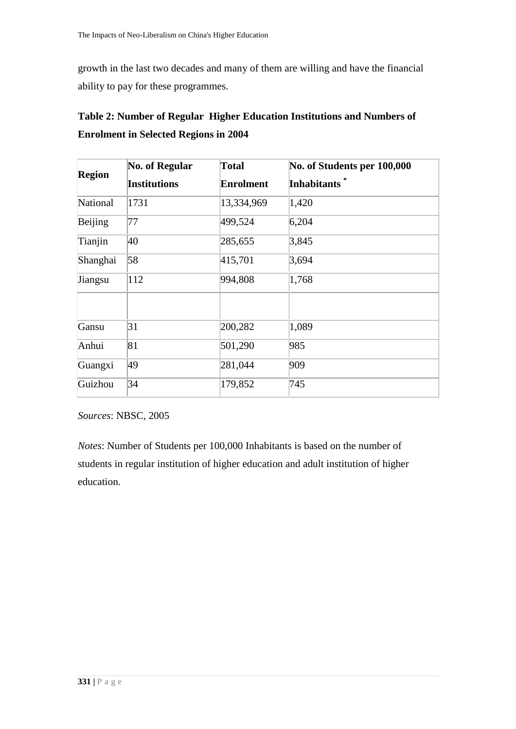growth in the last two decades and many of them are willing and have the financial ability to pay for these programmes.

**Table 2: Number of Regular Higher Education Institutions and Numbers of Enrolment in Selected Regions in 2004**

| Region | No. of Regular Institutions | Total Enrolment | No. of Students per 100,000 Inhabitants * |
|---|---|---|---|
| National | 1731 | 13,334,969 | 1,420 |
| Beijing | 77 | 499,524 | 6,204 |
| Tianjin | 40 | 285,655 | 3,845 |
| Shanghai | 58 | 415,701 | 3,694 |
| Jiangsu | 112 | 994,808 | 1,768 |
| | | | |
| Gansu | 31 | 200,282 | 1,089 |
| Anhui | 81 | 501,290 | 985 |
| Guangxi | 49 | 281,044 | 909 |
| Guizhou | 34 | 179,852 | 745 |

*Sources*: NBSC, 2005

*Notes*: Number of Students per 100,000 Inhabitants is based on the number of students in regular institution of higher education and adult institution of higher education.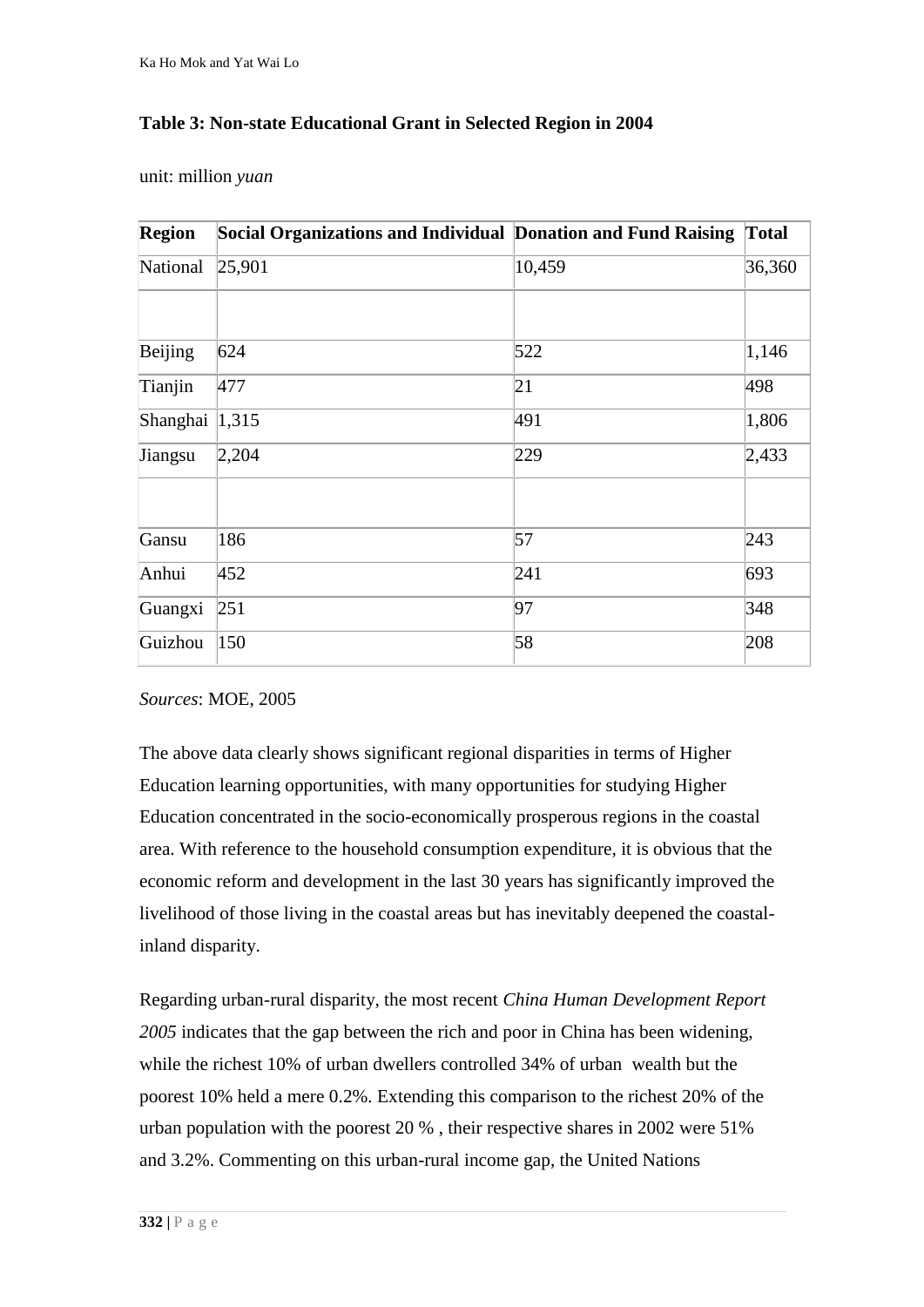**Table 3: Non-state Educational Grant in Selected Region in 2004**

unit: million *yuan*

| Region | Social Organizations and Individual | Donation and Fund Raising | Total |
|---|---|---|---|
| National | 25,901 | 10,459 | 36,360 |
| | | | |
| Beijing | 624 | 522 | 1,146 |
| Tianjin | 477 | 21 | 498 |
| Shanghai | 1,315 | 491 | 1,806 |
| Jiangsu | 2,204 | 229 | 2,433 |
| | | | |
| Gansu | 186 | 57 | 243 |
| Anhui | 452 | 241 | 693 |
| Guangxi | 251 | 97 | 348 |
| Guizhou | 150 | 58 | 208 |

*Sources*: MOE, 2005

The above data clearly shows significant regional disparities in terms of Higher Education learning opportunities, with many opportunities for studying Higher Education concentrated in the socio-economically prosperous regions in the coastal area. With reference to the household consumption expenditure, it is obvious that the economic reform and development in the last 30 years has significantly improved the livelihood of those living in the coastal areas but has inevitably deepened the coastal-inland disparity.

Regarding urban-rural disparity, the most recent *China Human Development Report 2005* indicates that the gap between the rich and poor in China has been widening, while the richest 10% of urban dwellers controlled 34% of urban wealth but the poorest 10% held a mere 0.2%. Extending this comparison to the richest 20% of the urban population with the poorest 20 % , their respective shares in 2002 were 51% and 3.2%. Commenting on this urban-rural income gap, the United Nations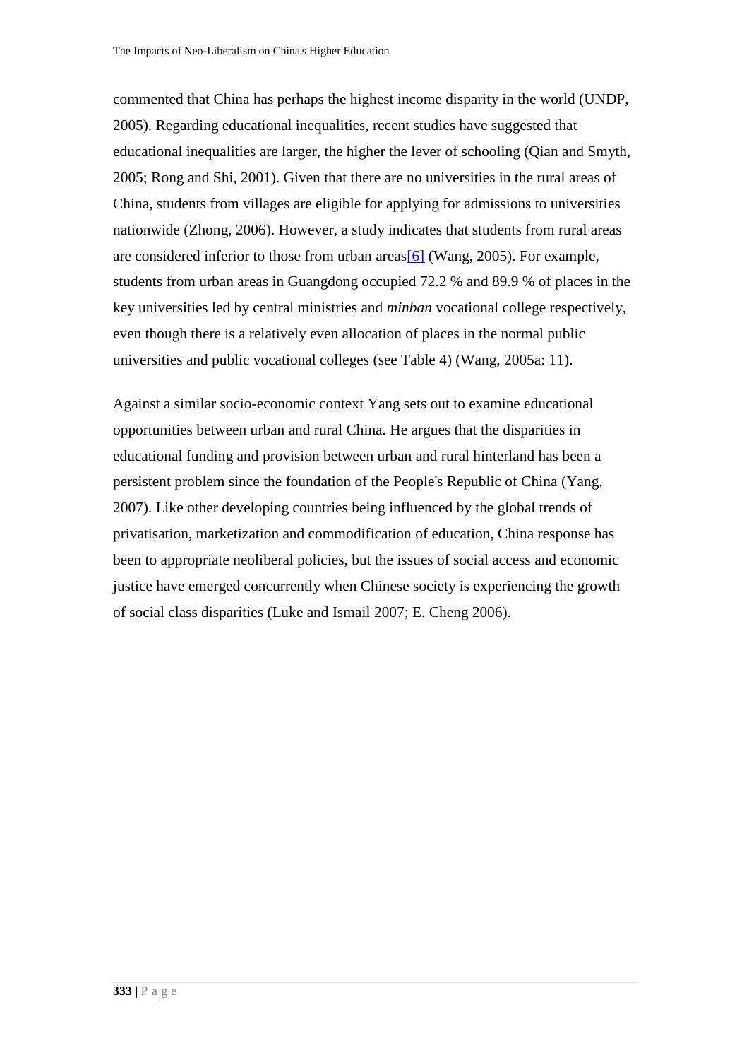commented that China has perhaps the highest income disparity in the world (UNDP, 2005). Regarding educational inequalities, recent studies have suggested that educational inequalities are larger, the higher the lever of schooling (Qian and Smyth, 2005; Rong and Shi, 2001). Given that there are no universities in the rural areas of China, students from villages are eligible for applying for admissions to universities nationwide (Zhong, 2006). However, a study indicates that students from rural areas are considered inferior to those from urban areas[6] (Wang, 2005). For example, students from urban areas in Guangdong occupied 72.2 % and 89.9 % of places in the key universities led by central ministries and *minban* vocational college respectively, even though there is a relatively even allocation of places in the normal public universities and public vocational colleges (see Table 4) (Wang, 2005a: 11).

Against a similar socio-economic context Yang sets out to examine educational opportunities between urban and rural China. He argues that the disparities in educational funding and provision between urban and rural hinterland has been a persistent problem since the foundation of the People's Republic of China (Yang, 2007). Like other developing countries being influenced by the global trends of privatisation, marketization and commodification of education, China response has been to appropriate neoliberal policies, but the issues of social access and economic justice have emerged concurrently when Chinese society is experiencing the growth of social class disparities (Luke and Ismail 2007; E. Cheng 2006).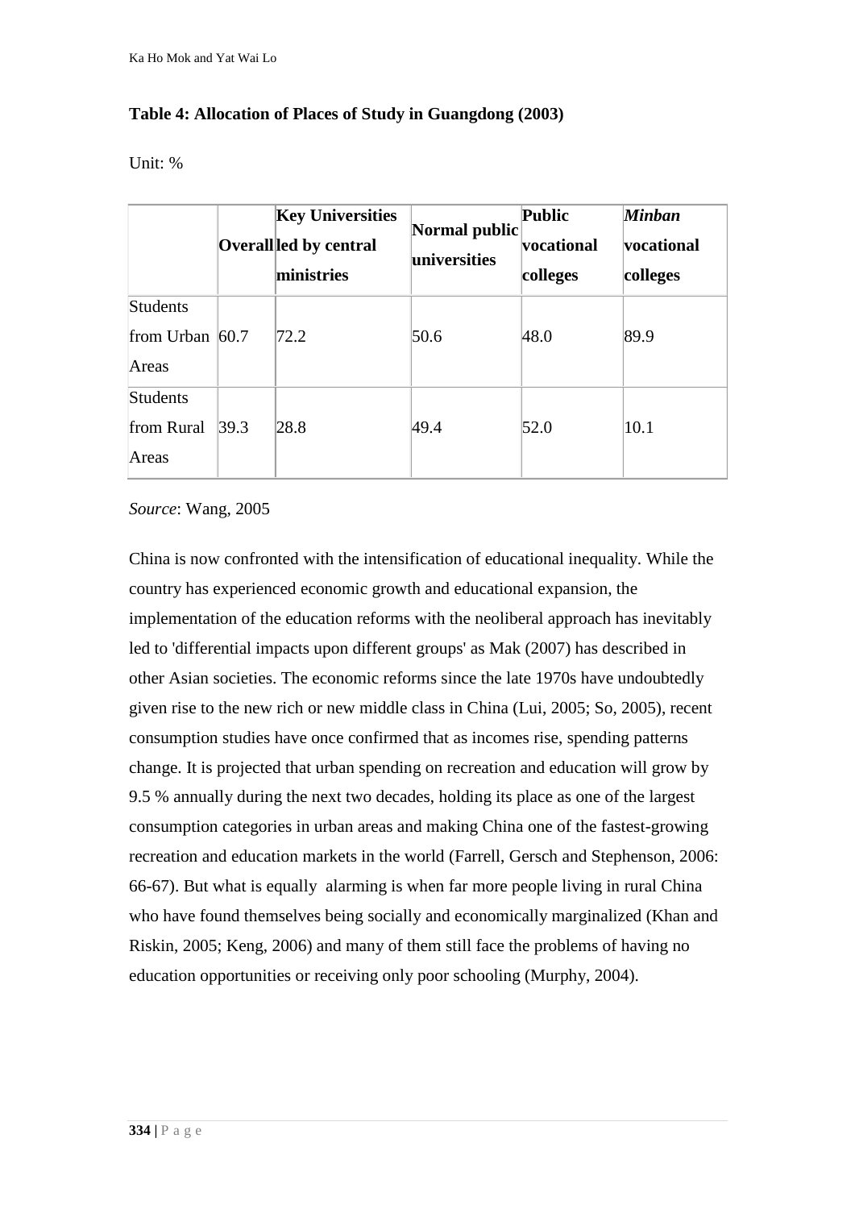**Table 4: Allocation of Places of Study in Guangdong (2003)**

Unit: %

| | Overall | Key Universities led by central ministries | Normal public universities | Public vocational colleges | *Minban* vocational colleges |
|---|---|---|---|---|---|
| Students from Urban Areas | 60.7 | 72.2 | 50.6 | 48.0 | 89.9 |
| Students from Rural Areas | 39.3 | 28.8 | 49.4 | 52.0 | 10.1 |

*Source*: Wang, 2005

China is now confronted with the intensification of educational inequality. While the country has experienced economic growth and educational expansion, the implementation of the education reforms with the neoliberal approach has inevitably led to 'differential impacts upon different groups' as Mak (2007) has described in other Asian societies. The economic reforms since the late 1970s have undoubtedly given rise to the new rich or new middle class in China (Lui, 2005; So, 2005), recent consumption studies have once confirmed that as incomes rise, spending patterns change. It is projected that urban spending on recreation and education will grow by 9.5 % annually during the next two decades, holding its place as one of the largest consumption categories in urban areas and making China one of the fastest-growing recreation and education markets in the world (Farrell, Gersch and Stephenson, 2006: 66-67). But what is equally alarming is when far more people living in rural China who have found themselves being socially and economically marginalized (Khan and Riskin, 2005; Keng, 2006) and many of them still face the problems of having no education opportunities or receiving only poor schooling (Murphy, 2004).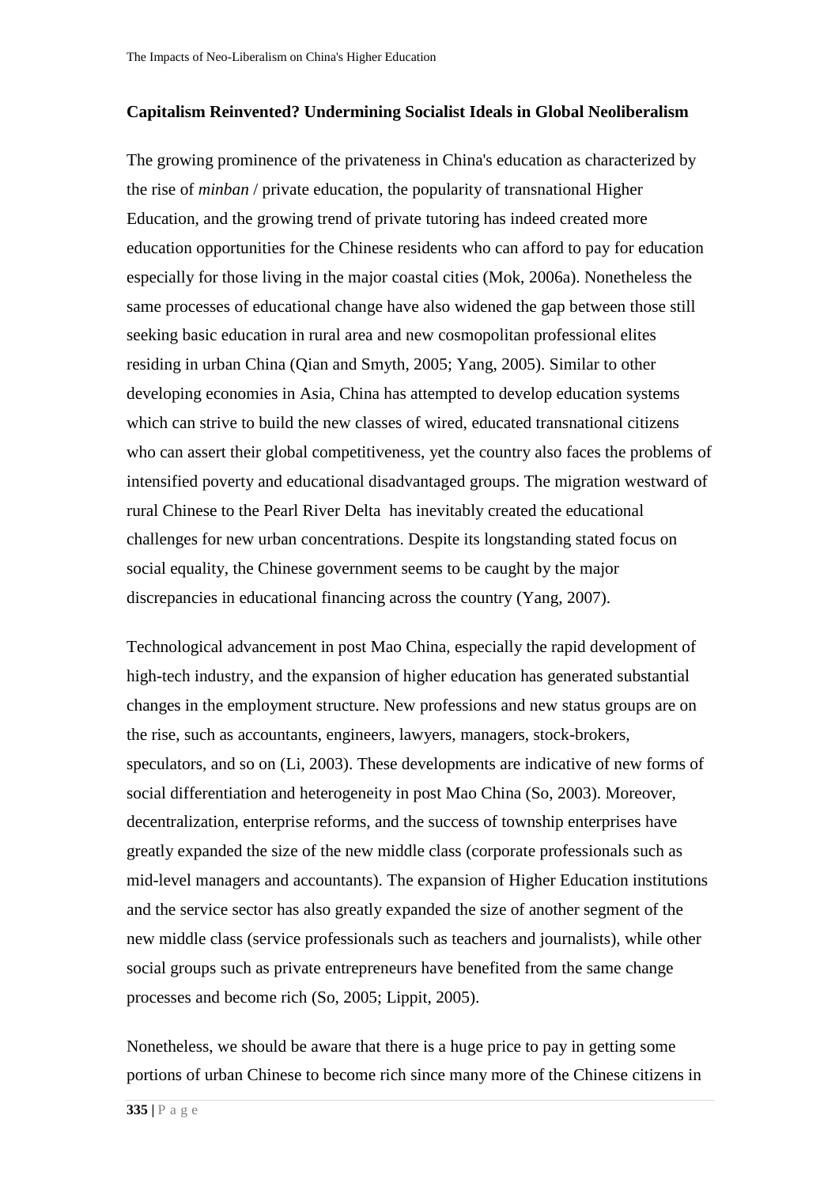**Capitalism Reinvented? Undermining Socialist Ideals in Global Neoliberalism**

The growing prominence of the privateness in China's education as characterized by the rise of *minban* / private education, the popularity of transnational Higher Education, and the growing trend of private tutoring has indeed created more education opportunities for the Chinese residents who can afford to pay for education especially for those living in the major coastal cities (Mok, 2006a). Nonetheless the same processes of educational change have also widened the gap between those still seeking basic education in rural area and new cosmopolitan professional elites residing in urban China (Qian and Smyth, 2005; Yang, 2005). Similar to other developing economies in Asia, China has attempted to develop education systems which can strive to build the new classes of wired, educated transnational citizens who can assert their global competitiveness, yet the country also faces the problems of intensified poverty and educational disadvantaged groups. The migration westward of rural Chinese to the Pearl River Delta has inevitably created the educational challenges for new urban concentrations. Despite its longstanding stated focus on social equality, the Chinese government seems to be caught by the major discrepancies in educational financing across the country (Yang, 2007).

Technological advancement in post Mao China, especially the rapid development of high-tech industry, and the expansion of higher education has generated substantial changes in the employment structure. New professions and new status groups are on the rise, such as accountants, engineers, lawyers, managers, stock-brokers, speculators, and so on (Li, 2003). These developments are indicative of new forms of social differentiation and heterogeneity in post Mao China (So, 2003). Moreover, decentralization, enterprise reforms, and the success of township enterprises have greatly expanded the size of the new middle class (corporate professionals such as mid-level managers and accountants). The expansion of Higher Education institutions and the service sector has also greatly expanded the size of another segment of the new middle class (service professionals such as teachers and journalists), while other social groups such as private entrepreneurs have benefited from the same change processes and become rich (So, 2005; Lippit, 2005).

Nonetheless, we should be aware that there is a huge price to pay in getting some portions of urban Chinese to become rich since many more of the Chinese citizens in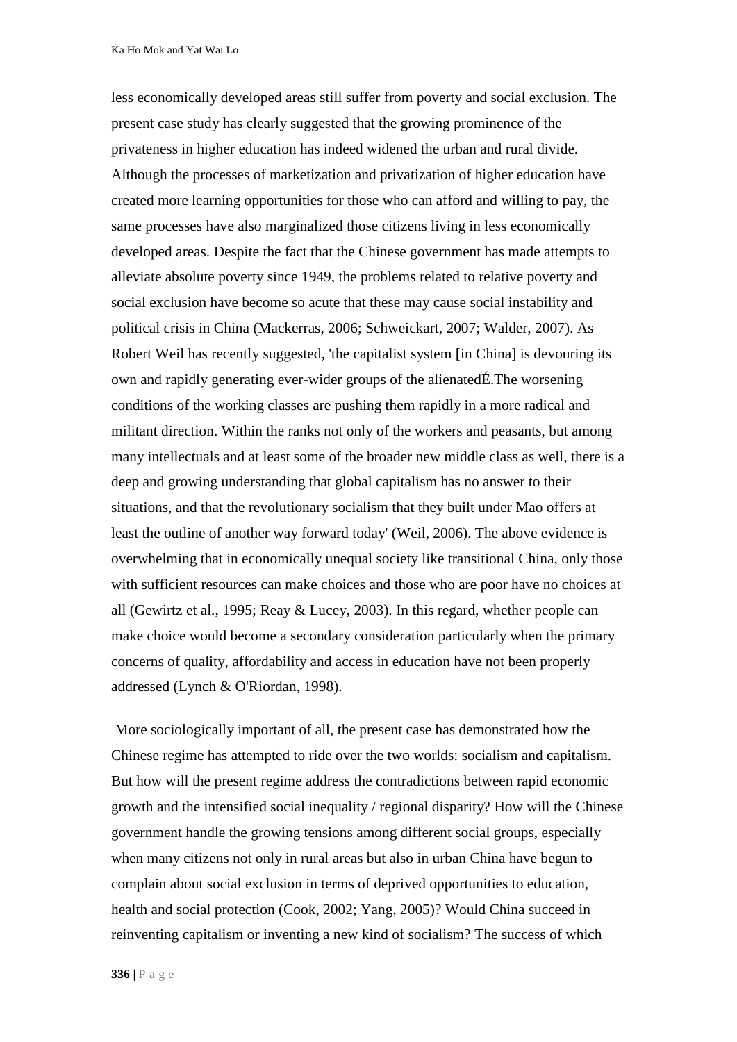less economically developed areas still suffer from poverty and social exclusion. The present case study has clearly suggested that the growing prominence of the privateness in higher education has indeed widened the urban and rural divide. Although the processes of marketization and privatization of higher education have created more learning opportunities for those who can afford and willing to pay, the same processes have also marginalized those citizens living in less economically developed areas. Despite the fact that the Chinese government has made attempts to alleviate absolute poverty since 1949, the problems related to relative poverty and social exclusion have become so acute that these may cause social instability and political crisis in China (Mackerras, 2006; Schweickart, 2007; Walder, 2007). As Robert Weil has recently suggested, 'the capitalist system [in China] is devouring its own and rapidly generating ever-wider groups of the alienatedÉ.The worsening conditions of the working classes are pushing them rapidly in a more radical and militant direction. Within the ranks not only of the workers and peasants, but among many intellectuals and at least some of the broader new middle class as well, there is a deep and growing understanding that global capitalism has no answer to their situations, and that the revolutionary socialism that they built under Mao offers at least the outline of another way forward today' (Weil, 2006). The above evidence is overwhelming that in economically unequal society like transitional China, only those with sufficient resources can make choices and those who are poor have no choices at all (Gewirtz et al., 1995; Reay & Lucey, 2003). In this regard, whether people can make choice would become a secondary consideration particularly when the primary concerns of quality, affordability and access in education have not been properly addressed (Lynch & O'Riordan, 1998).

More sociologically important of all, the present case has demonstrated how the Chinese regime has attempted to ride over the two worlds: socialism and capitalism. But how will the present regime address the contradictions between rapid economic growth and the intensified social inequality / regional disparity? How will the Chinese government handle the growing tensions among different social groups, especially when many citizens not only in rural areas but also in urban China have begun to complain about social exclusion in terms of deprived opportunities to education, health and social protection (Cook, 2002; Yang, 2005)? Would China succeed in reinventing capitalism or inventing a new kind of socialism? The success of which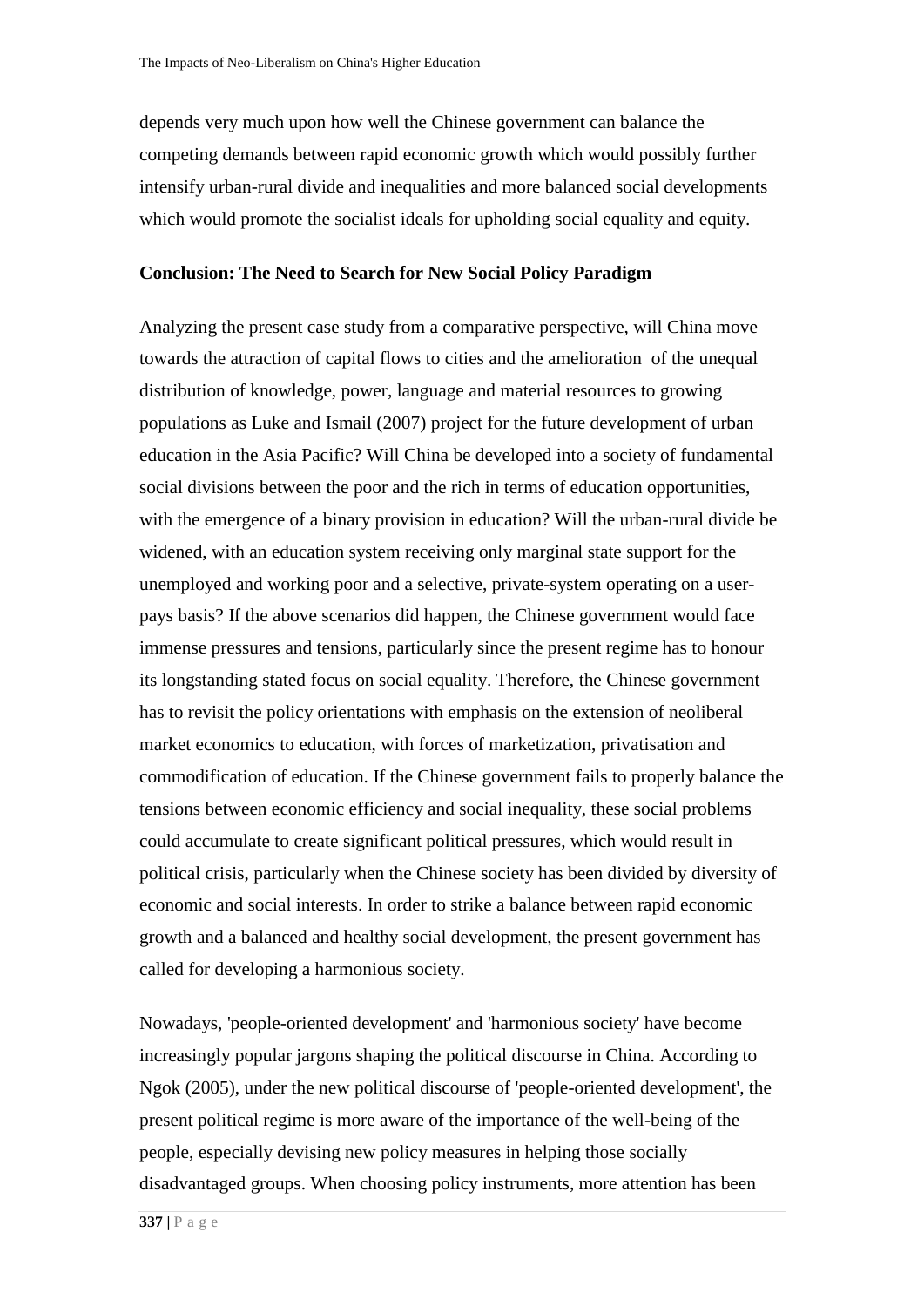depends very much upon how well the Chinese government can balance the competing demands between rapid economic growth which would possibly further intensify urban-rural divide and inequalities and more balanced social developments which would promote the socialist ideals for upholding social equality and equity.

## Conclusion: The Need to Search for New Social Policy Paradigm

Analyzing the present case study from a comparative perspective, will China move towards the attraction of capital flows to cities and the amelioration of the unequal distribution of knowledge, power, language and material resources to growing populations as Luke and Ismail (2007) project for the future development of urban education in the Asia Pacific? Will China be developed into a society of fundamental social divisions between the poor and the rich in terms of education opportunities, with the emergence of a binary provision in education? Will the urban-rural divide be widened, with an education system receiving only marginal state support for the unemployed and working poor and a selective, private-system operating on a user-pays basis? If the above scenarios did happen, the Chinese government would face immense pressures and tensions, particularly since the present regime has to honour its longstanding stated focus on social equality. Therefore, the Chinese government has to revisit the policy orientations with emphasis on the extension of neoliberal market economics to education, with forces of marketization, privatisation and commodification of education. If the Chinese government fails to properly balance the tensions between economic efficiency and social inequality, these social problems could accumulate to create significant political pressures, which would result in political crisis, particularly when the Chinese society has been divided by diversity of economic and social interests. In order to strike a balance between rapid economic growth and a balanced and healthy social development, the present government has called for developing a harmonious society.

Nowadays, 'people-oriented development' and 'harmonious society' have become increasingly popular jargons shaping the political discourse in China. According to Ngok (2005), under the new political discourse of 'people-oriented development', the present political regime is more aware of the importance of the well-being of the people, especially devising new policy measures in helping those socially disadvantaged groups. When choosing policy instruments, more attention has been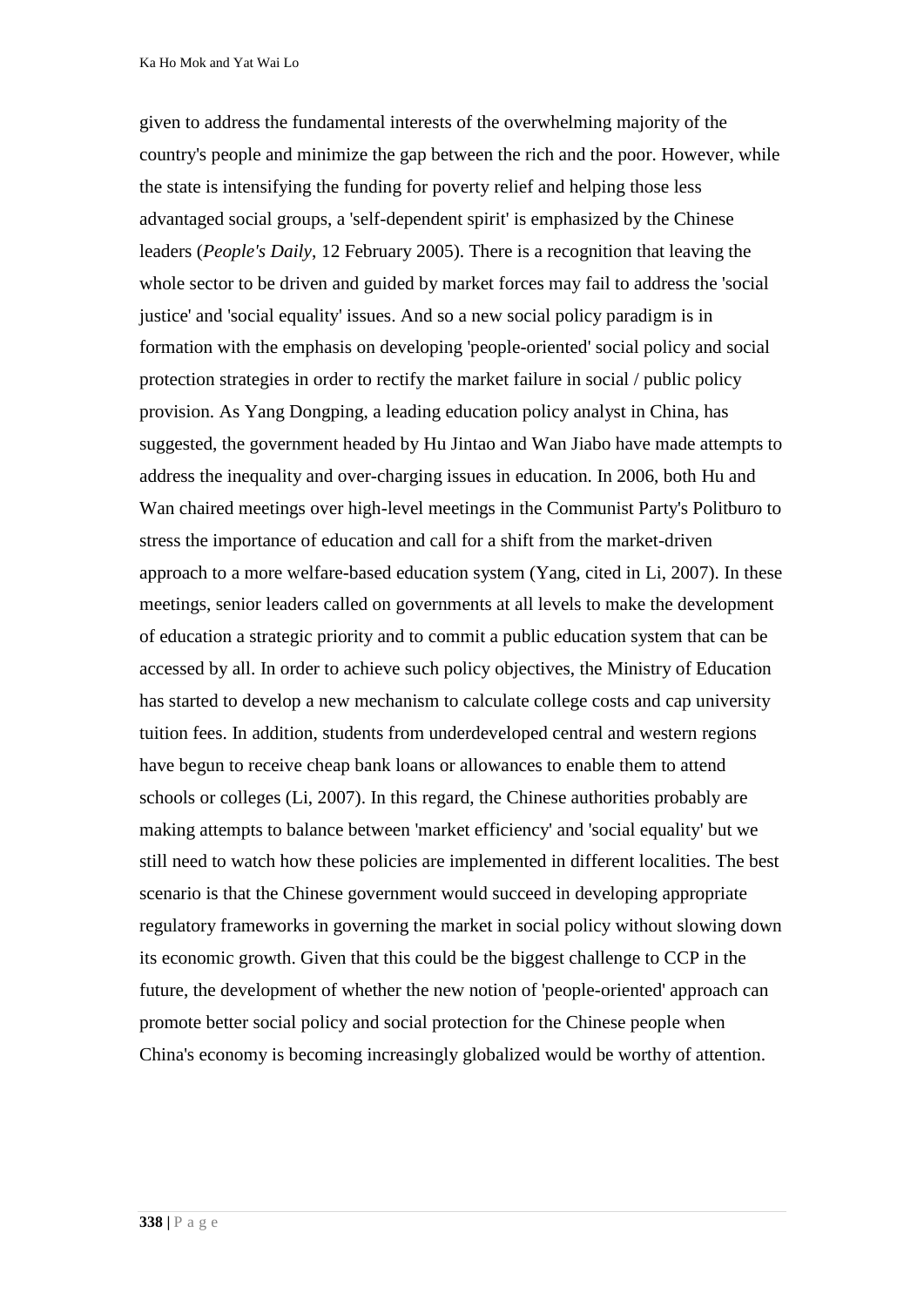given to address the fundamental interests of the overwhelming majority of the country's people and minimize the gap between the rich and the poor. However, while the state is intensifying the funding for poverty relief and helping those less advantaged social groups, a 'self-dependent spirit' is emphasized by the Chinese leaders (*People's Daily*, 12 February 2005). There is a recognition that leaving the whole sector to be driven and guided by market forces may fail to address the 'social justice' and 'social equality' issues. And so a new social policy paradigm is in formation with the emphasis on developing 'people-oriented' social policy and social protection strategies in order to rectify the market failure in social / public policy provision. As Yang Dongping, a leading education policy analyst in China, has suggested, the government headed by Hu Jintao and Wan Jiabo have made attempts to address the inequality and over-charging issues in education. In 2006, both Hu and Wan chaired meetings over high-level meetings in the Communist Party's Politburo to stress the importance of education and call for a shift from the market-driven approach to a more welfare-based education system (Yang, cited in Li, 2007). In these meetings, senior leaders called on governments at all levels to make the development of education a strategic priority and to commit a public education system that can be accessed by all. In order to achieve such policy objectives, the Ministry of Education has started to develop a new mechanism to calculate college costs and cap university tuition fees. In addition, students from underdeveloped central and western regions have begun to receive cheap bank loans or allowances to enable them to attend schools or colleges (Li, 2007). In this regard, the Chinese authorities probably are making attempts to balance between 'market efficiency' and 'social equality' but we still need to watch how these policies are implemented in different localities. The best scenario is that the Chinese government would succeed in developing appropriate regulatory frameworks in governing the market in social policy without slowing down its economic growth. Given that this could be the biggest challenge to CCP in the future, the development of whether the new notion of 'people-oriented' approach can promote better social policy and social protection for the Chinese people when China's economy is becoming increasingly globalized would be worthy of attention.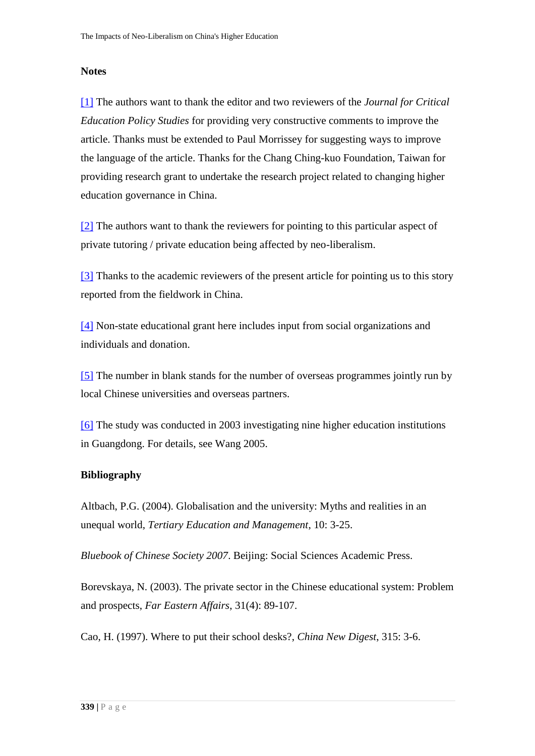## Notes

[1] The authors want to thank the editor and two reviewers of the *Journal for Critical Education Policy Studies* for providing very constructive comments to improve the article. Thanks must be extended to Paul Morrissey for suggesting ways to improve the language of the article. Thanks for the Chang Ching-kuo Foundation, Taiwan for providing research grant to undertake the research project related to changing higher education governance in China.

[2] The authors want to thank the reviewers for pointing to this particular aspect of private tutoring / private education being affected by neo-liberalism.

[3] Thanks to the academic reviewers of the present article for pointing us to this story reported from the fieldwork in China.

[4] Non-state educational grant here includes input from social organizations and individuals and donation.

[5] The number in blank stands for the number of overseas programmes jointly run by local Chinese universities and overseas partners.

[6] The study was conducted in 2003 investigating nine higher education institutions in Guangdong. For details, see Wang 2005.

## Bibliography

Altbach, P.G. (2004). Globalisation and the university: Myths and realities in an unequal world, *Tertiary Education and Management*, 10: 3-25.

*Bluebook of Chinese Society 2007*. Beijing: Social Sciences Academic Press.

Borevskaya, N. (2003). The private sector in the Chinese educational system: Problem and prospects, *Far Eastern Affairs*, 31(4): 89-107.

Cao, H. (1997). Where to put their school desks?, *China New Digest*, 315: 3-6.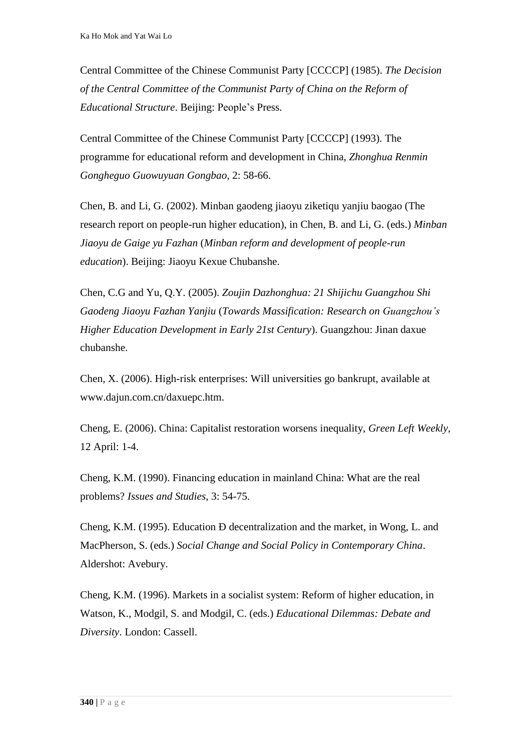Central Committee of the Chinese Communist Party [CCCCP] (1985). *The Decision of the Central Committee of the Communist Party of China on the Reform of Educational Structure*. Beijing: People's Press.

Central Committee of the Chinese Communist Party [CCCCP] (1993). The programme for educational reform and development in China, *Zhonghua Renmin Gongheguo Guowuyuan Gongbao*, 2: 58-66.

Chen, B. and Li, G. (2002). Minban gaodeng jiaoyu ziketiqu yanjiu baogao (The research report on people-run higher education), in Chen, B. and Li, G. (eds.) *Minban Jiaoyu de Gaige yu Fazhan* (*Minban reform and development of people-run education*). Beijing: Jiaoyu Kexue Chubanshe.

Chen, C.G and Yu, Q.Y. (2005). *Zoujin Dazhonghua: 21 Shijichu Guangzhou Shi Gaodeng Jiaoyu Fazhan Yanjiu* (*Towards Massification: Research on Guangzhou's Higher Education Development in Early 21st Century*). Guangzhou: Jinan daxue chubanshe.

Chen, X. (2006). High-risk enterprises: Will universities go bankrupt, available at www.dajun.com.cn/daxuepc.htm.

Cheng, E. (2006). China: Capitalist restoration worsens inequality, *Green Left Weekly*, 12 April: 1-4.

Cheng, K.M. (1990). Financing education in mainland China: What are the real problems? *Issues and Studies*, 3: 54-75.

Cheng, K.M. (1995). Education Ð decentralization and the market, in Wong, L. and MacPherson, S. (eds.) *Social Change and Social Policy in Contemporary China*. Aldershot: Avebury.

Cheng, K.M. (1996). Markets in a socialist system: Reform of higher education, in Watson, K., Modgil, S. and Modgil, C. (eds.) *Educational Dilemmas: Debate and Diversity*. London: Cassell.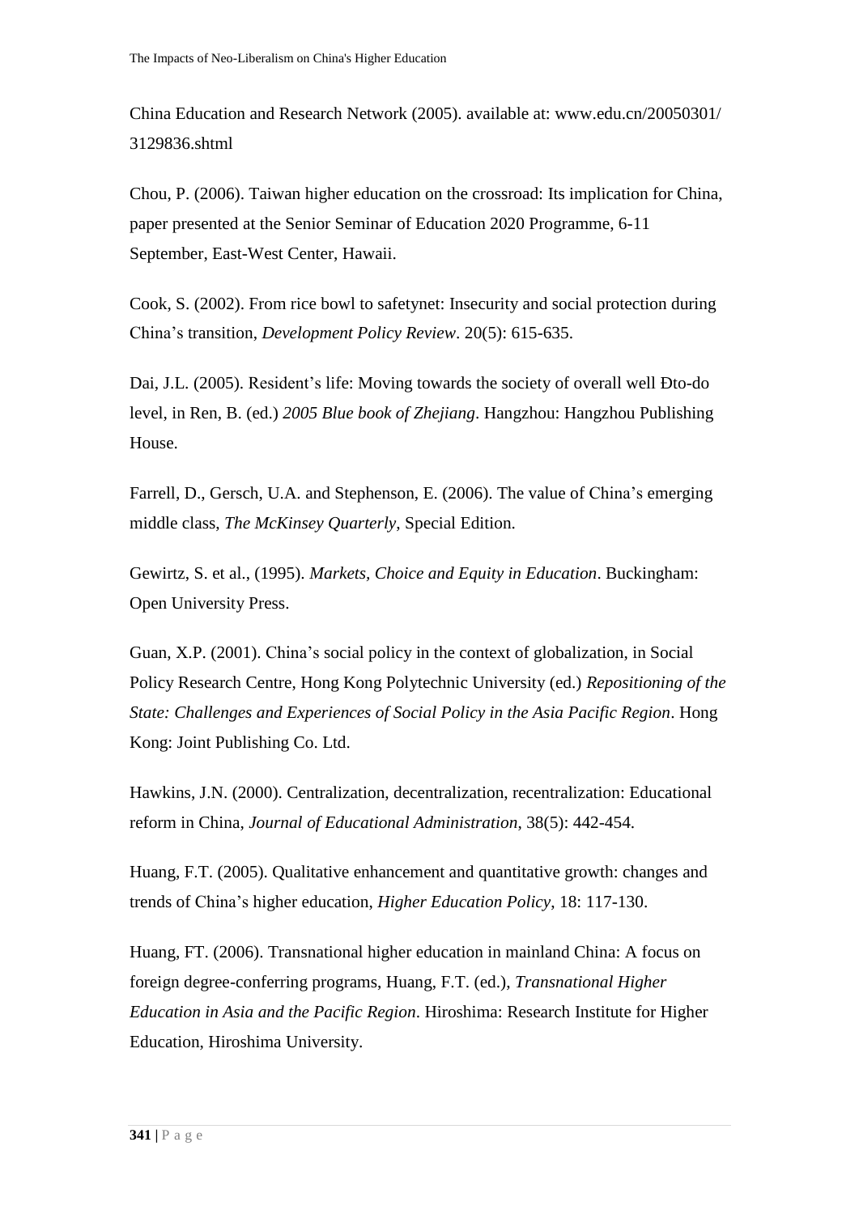China Education and Research Network (2005). available at: www.edu.cn/20050301/3129836.shtml

Chou, P. (2006). Taiwan higher education on the crossroad: Its implication for China, paper presented at the Senior Seminar of Education 2020 Programme, 6-11 September, East-West Center, Hawaii.

Cook, S. (2002). From rice bowl to safetynet: Insecurity and social protection during China's transition, *Development Policy Review*. 20(5): 615-635.

Dai, J.L. (2005). Resident's life: Moving towards the society of overall well Đto-do level, in Ren, B. (ed.) *2005 Blue book of Zhejiang*. Hangzhou: Hangzhou Publishing House.

Farrell, D., Gersch, U.A. and Stephenson, E. (2006). The value of China's emerging middle class, *The McKinsey Quarterly*, Special Edition.

Gewirtz, S. et al., (1995). *Markets, Choice and Equity in Education*. Buckingham: Open University Press.

Guan, X.P. (2001). China's social policy in the context of globalization, in Social Policy Research Centre, Hong Kong Polytechnic University (ed.) *Repositioning of the State: Challenges and Experiences of Social Policy in the Asia Pacific Region*. Hong Kong: Joint Publishing Co. Ltd.

Hawkins, J.N. (2000). Centralization, decentralization, recentralization: Educational reform in China, *Journal of Educational Administration*, 38(5): 442-454.

Huang, F.T. (2005). Qualitative enhancement and quantitative growth: changes and trends of China's higher education, *Higher Education Policy*, 18: 117-130.

Huang, FT. (2006). Transnational higher education in mainland China: A focus on foreign degree-conferring programs, Huang, F.T. (ed.), *Transnational Higher Education in Asia and the Pacific Region*. Hiroshima: Research Institute for Higher Education, Hiroshima University.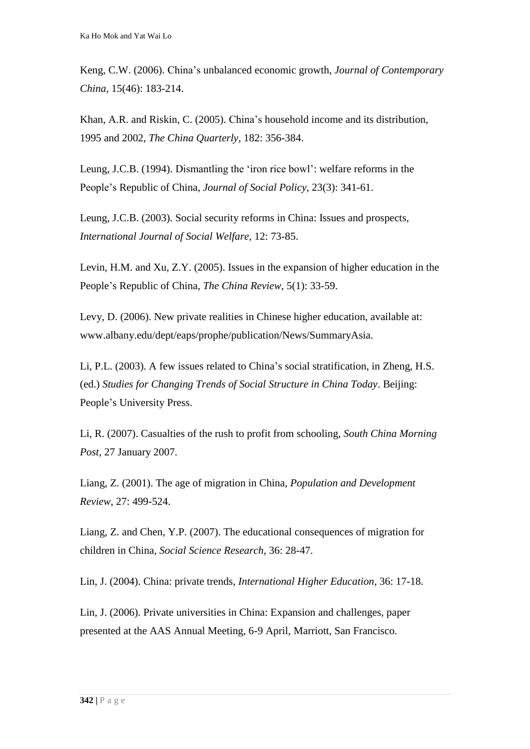Keng, C.W. (2006). China's unbalanced economic growth, *Journal of Contemporary China*, 15(46): 183-214.

Khan, A.R. and Riskin, C. (2005). China's household income and its distribution, 1995 and 2002, *The China Quarterly*, 182: 356-384.

Leung, J.C.B. (1994). Dismantling the 'iron rice bowl': welfare reforms in the People's Republic of China, *Journal of Social Policy*, 23(3): 341-61.

Leung, J.C.B. (2003). Social security reforms in China: Issues and prospects, *International Journal of Social Welfare*, 12: 73-85.

Levin, H.M. and Xu, Z.Y. (2005). Issues in the expansion of higher education in the People's Republic of China, *The China Review*, 5(1): 33-59.

Levy, D. (2006). New private realities in Chinese higher education, available at: www.albany.edu/dept/eaps/prophe/publication/News/SummaryAsia.

Li, P.L. (2003). A few issues related to China's social stratification, in Zheng, H.S. (ed.) *Studies for Changing Trends of Social Structure in China Today*. Beijing: People's University Press.

Li, R. (2007). Casualties of the rush to profit from schooling, *South China Morning Post*, 27 January 2007.

Liang, Z. (2001). The age of migration in China, *Population and Development Review*, 27: 499-524.

Liang, Z. and Chen, Y.P. (2007). The educational consequences of migration for children in China, *Social Science Research*, 36: 28-47.

Lin, J. (2004). China: private trends, *International Higher Education*, 36: 17-18.

Lin, J. (2006). Private universities in China: Expansion and challenges, paper presented at the AAS Annual Meeting, 6-9 April, Marriott, San Francisco.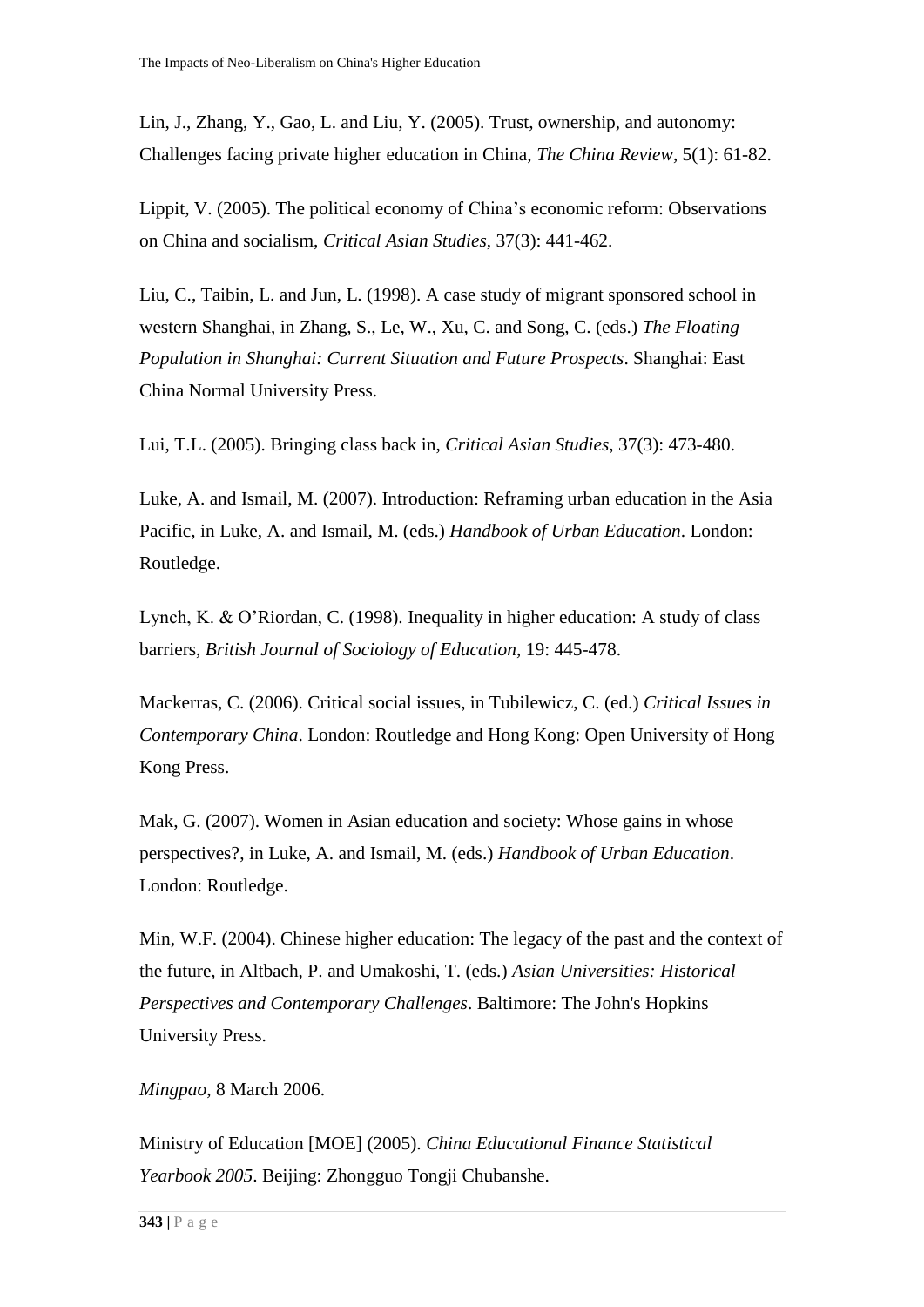Lin, J., Zhang, Y., Gao, L. and Liu, Y. (2005). Trust, ownership, and autonomy: Challenges facing private higher education in China, *The China Review*, 5(1): 61-82.

Lippit, V. (2005). The political economy of China's economic reform: Observations on China and socialism, *Critical Asian Studies*, 37(3): 441-462.

Liu, C., Taibin, L. and Jun, L. (1998). A case study of migrant sponsored school in western Shanghai, in Zhang, S., Le, W., Xu, C. and Song, C. (eds.) *The Floating Population in Shanghai: Current Situation and Future Prospects*. Shanghai: East China Normal University Press.

Lui, T.L. (2005). Bringing class back in, *Critical Asian Studies*, 37(3): 473-480.

Luke, A. and Ismail, M. (2007). Introduction: Reframing urban education in the Asia Pacific, in Luke, A. and Ismail, M. (eds.) *Handbook of Urban Education*. London: Routledge.

Lynch, K. & O'Riordan, C. (1998). Inequality in higher education: A study of class barriers, *British Journal of Sociology of Education*, 19: 445-478.

Mackerras, C. (2006). Critical social issues, in Tubilewicz, C. (ed.) *Critical Issues in Contemporary China*. London: Routledge and Hong Kong: Open University of Hong Kong Press.

Mak, G. (2007). Women in Asian education and society: Whose gains in whose perspectives?, in Luke, A. and Ismail, M. (eds.) *Handbook of Urban Education*. London: Routledge.

Min, W.F. (2004). Chinese higher education: The legacy of the past and the context of the future, in Altbach, P. and Umakoshi, T. (eds.) *Asian Universities: Historical Perspectives and Contemporary Challenges*. Baltimore: The John's Hopkins University Press.

*Mingpao*, 8 March 2006.

Ministry of Education [MOE] (2005). *China Educational Finance Statistical Yearbook 2005*. Beijing: Zhongguo Tongji Chubanshe.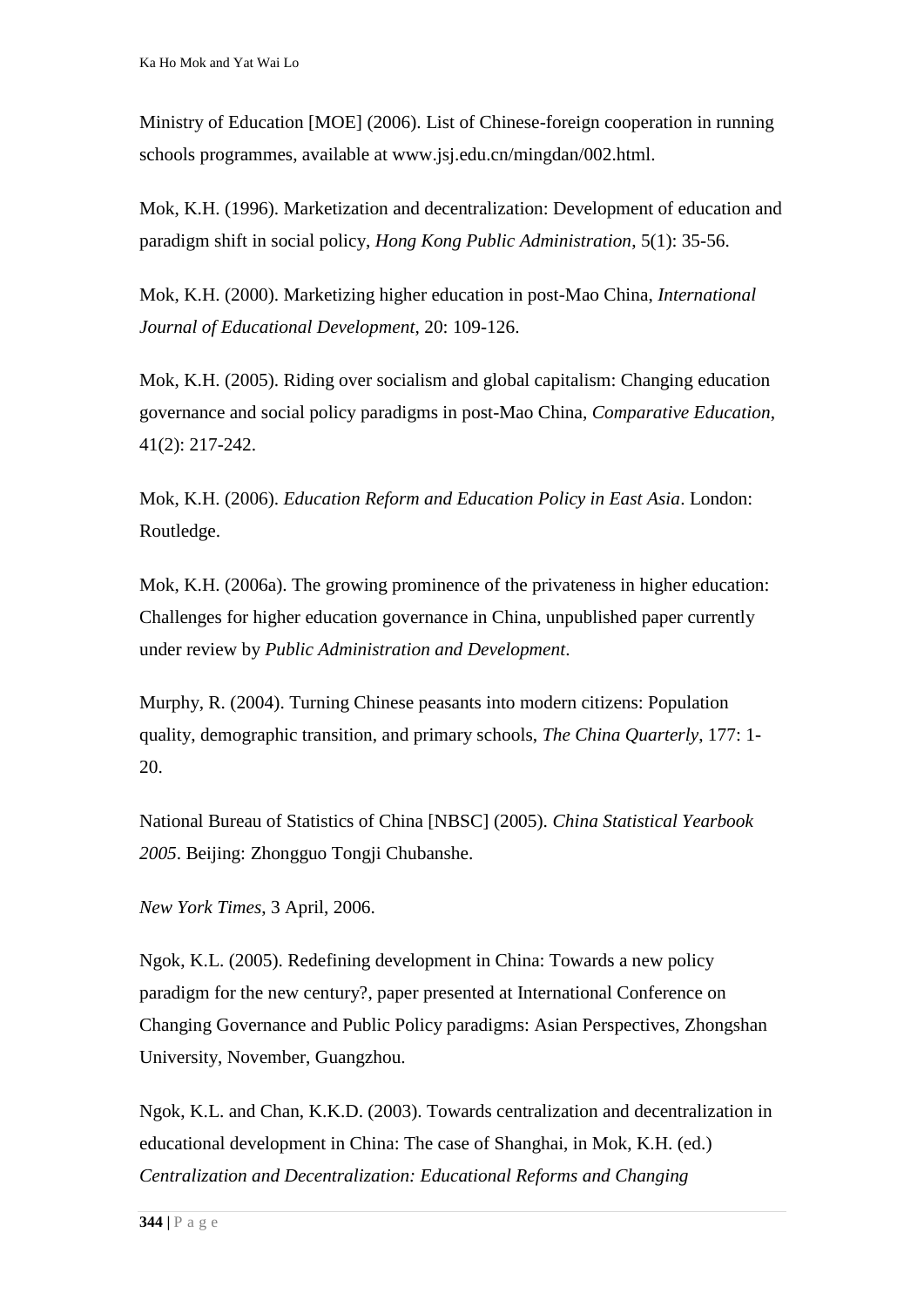Ministry of Education [MOE] (2006). List of Chinese-foreign cooperation in running schools programmes, available at www.jsj.edu.cn/mingdan/002.html.

Mok, K.H. (1996). Marketization and decentralization: Development of education and paradigm shift in social policy, *Hong Kong Public Administration*, 5(1): 35-56.

Mok, K.H. (2000). Marketizing higher education in post-Mao China, *International Journal of Educational Development*, 20: 109-126.

Mok, K.H. (2005). Riding over socialism and global capitalism: Changing education governance and social policy paradigms in post-Mao China, *Comparative Education*, 41(2): 217-242.

Mok, K.H. (2006). *Education Reform and Education Policy in East Asia*. London: Routledge.

Mok, K.H. (2006a). The growing prominence of the privateness in higher education: Challenges for higher education governance in China, unpublished paper currently under review by *Public Administration and Development*.

Murphy, R. (2004). Turning Chinese peasants into modern citizens: Population quality, demographic transition, and primary schools, *The China Quarterly*, 177: 1-20.

National Bureau of Statistics of China [NBSC] (2005). *China Statistical Yearbook 2005*. Beijing: Zhongguo Tongji Chubanshe.

*New York Times*, 3 April, 2006.

Ngok, K.L. (2005). Redefining development in China: Towards a new policy paradigm for the new century?, paper presented at International Conference on Changing Governance and Public Policy paradigms: Asian Perspectives, Zhongshan University, November, Guangzhou.

Ngok, K.L. and Chan, K.K.D. (2003). Towards centralization and decentralization in educational development in China: The case of Shanghai, in Mok, K.H. (ed.) *Centralization and Decentralization: Educational Reforms and Changing*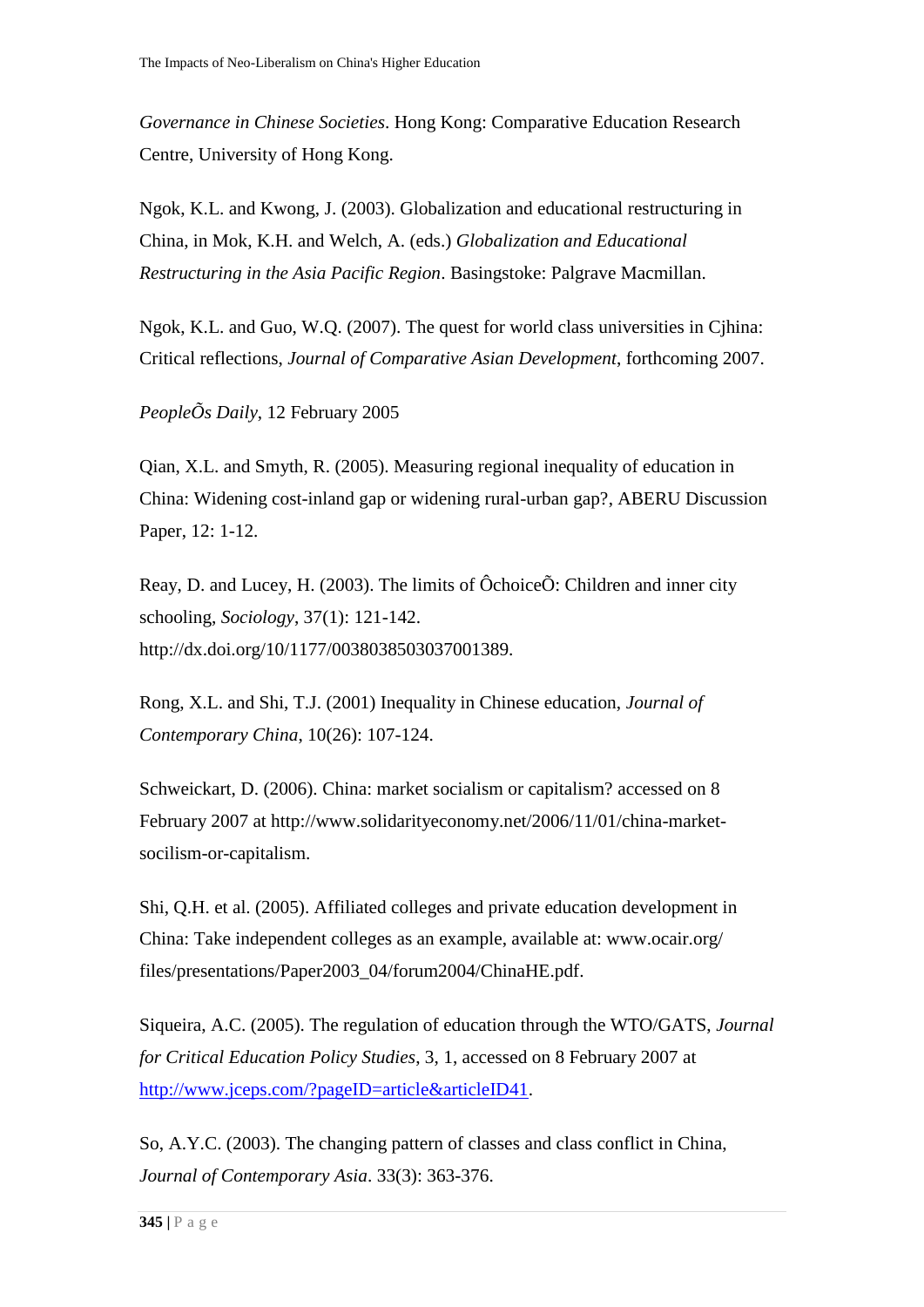*Governance in Chinese Societies*. Hong Kong: Comparative Education Research Centre, University of Hong Kong.

Ngok, K.L. and Kwong, J. (2003). Globalization and educational restructuring in China, in Mok, K.H. and Welch, A. (eds.) *Globalization and Educational Restructuring in the Asia Pacific Region*. Basingstoke: Palgrave Macmillan.

Ngok, K.L. and Guo, W.Q. (2007). The quest for world class universities in Cjhina: Critical reflections, *Journal of Comparative Asian Development*, forthcoming 2007.

*PeopleÕs Daily*, 12 February 2005

Qian, X.L. and Smyth, R. (2005). Measuring regional inequality of education in China: Widening cost-inland gap or widening rural-urban gap?, ABERU Discussion Paper, 12: 1-12.

Reay, D. and Lucey, H. (2003). The limits of ÔchoiceÕ: Children and inner city schooling, *Sociology*, 37(1): 121-142. http://dx.doi.org/10/1177/0038038503037001389.

Rong, X.L. and Shi, T.J. (2001) Inequality in Chinese education, *Journal of Contemporary China*, 10(26): 107-124.

Schweickart, D. (2006). China: market socialism or capitalism? accessed on 8 February 2007 at http://www.solidarityeconomy.net/2006/11/01/china-market-socilism-or-capitalism.

Shi, Q.H. et al. (2005). Affiliated colleges and private education development in China: Take independent colleges as an example, available at: www.ocair.org/ files/presentations/Paper2003_04/forum2004/ChinaHE.pdf.

Siqueira, A.C. (2005). The regulation of education through the WTO/GATS, *Journal for Critical Education Policy Studies*, 3, 1, accessed on 8 February 2007 at http://www.jceps.com/?pageID=article&articleID41.

So, A.Y.C. (2003). The changing pattern of classes and class conflict in China, *Journal of Contemporary Asia*. 33(3): 363-376.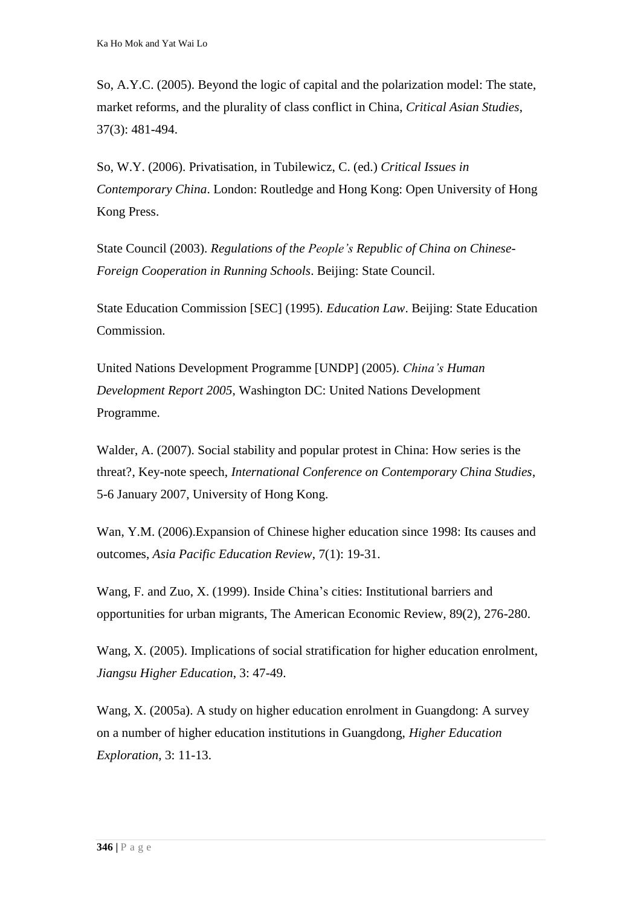So, A.Y.C. (2005). Beyond the logic of capital and the polarization model: The state, market reforms, and the plurality of class conflict in China, *Critical Asian Studies*, 37(3): 481-494.

So, W.Y. (2006). Privatisation, in Tubilewicz, C. (ed.) *Critical Issues in Contemporary China*. London: Routledge and Hong Kong: Open University of Hong Kong Press.

State Council (2003). *Regulations of the People's Republic of China on Chinese-Foreign Cooperation in Running Schools*. Beijing: State Council.

State Education Commission [SEC] (1995). *Education Law*. Beijing: State Education Commission.

United Nations Development Programme [UNDP] (2005). *China's Human Development Report 2005*, Washington DC: United Nations Development Programme.

Walder, A. (2007). Social stability and popular protest in China: How series is the threat?, Key-note speech, *International Conference on Contemporary China Studies*, 5-6 January 2007, University of Hong Kong.

Wan, Y.M. (2006).Expansion of Chinese higher education since 1998: Its causes and outcomes, *Asia Pacific Education Review*, 7(1): 19-31.

Wang, F. and Zuo, X. (1999). Inside China's cities: Institutional barriers and opportunities for urban migrants, The American Economic Review, 89(2), 276-280.

Wang, X. (2005). Implications of social stratification for higher education enrolment, *Jiangsu Higher Education*, 3: 47-49.

Wang, X. (2005a). A study on higher education enrolment in Guangdong: A survey on a number of higher education institutions in Guangdong, *Higher Education Exploration*, 3: 11-13.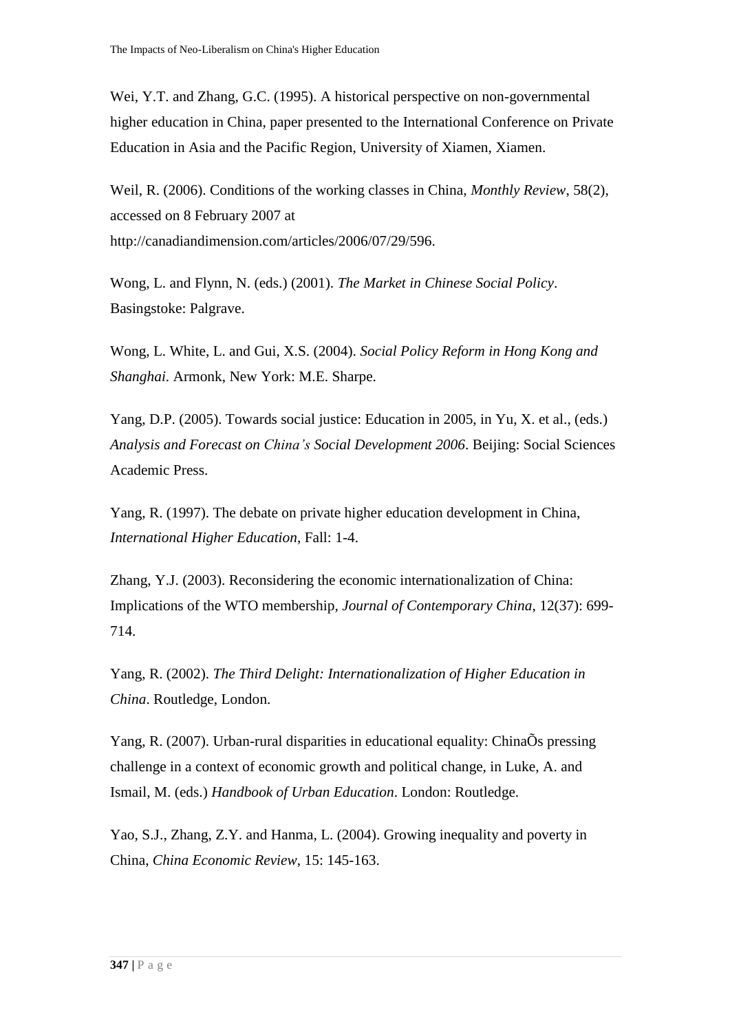Wei, Y.T. and Zhang, G.C. (1995). A historical perspective on non-governmental higher education in China, paper presented to the International Conference on Private Education in Asia and the Pacific Region, University of Xiamen, Xiamen.

Weil, R. (2006). Conditions of the working classes in China, *Monthly Review*, 58(2), accessed on 8 February 2007 at http://canadiandimension.com/articles/2006/07/29/596.

Wong, L. and Flynn, N. (eds.) (2001). *The Market in Chinese Social Policy*. Basingstoke: Palgrave.

Wong, L. White, L. and Gui, X.S. (2004). *Social Policy Reform in Hong Kong and Shanghai*. Armonk, New York: M.E. Sharpe.

Yang, D.P. (2005). Towards social justice: Education in 2005, in Yu, X. et al., (eds.) *Analysis and Forecast on China's Social Development 2006*. Beijing: Social Sciences Academic Press.

Yang, R. (1997). The debate on private higher education development in China, *International Higher Education*, Fall: 1-4.

Zhang, Y.J. (2003). Reconsidering the economic internationalization of China: Implications of the WTO membership, *Journal of Contemporary China*, 12(37): 699-714.

Yang, R. (2002). *The Third Delight: Internationalization of Higher Education in China*. Routledge, London.

Yang, R. (2007). Urban-rural disparities in educational equality: ChinaÕs pressing challenge in a context of economic growth and political change, in Luke, A. and Ismail, M. (eds.) *Handbook of Urban Education*. London: Routledge.

Yao, S.J., Zhang, Z.Y. and Hanma, L. (2004). Growing inequality and poverty in China, *China Economic Review*, 15: 145-163.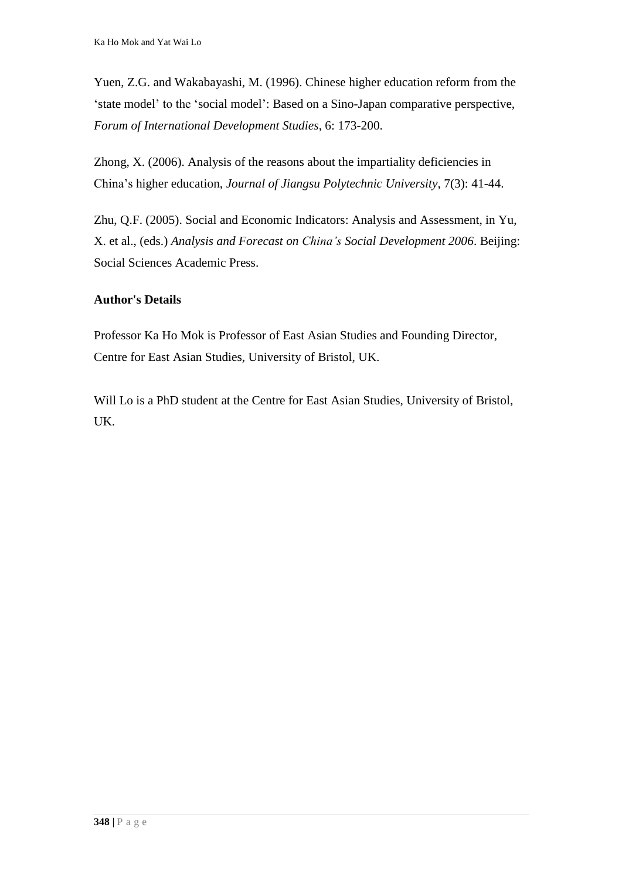Yuen, Z.G. and Wakabayashi, M. (1996). Chinese higher education reform from the 'state model' to the 'social model': Based on a Sino-Japan comparative perspective, *Forum of International Development Studies*, 6: 173-200.

Zhong, X. (2006). Analysis of the reasons about the impartiality deficiencies in China's higher education, *Journal of Jiangsu Polytechnic University*, 7(3): 41-44.

Zhu, Q.F. (2005). Social and Economic Indicators: Analysis and Assessment, in Yu, X. et al., (eds.) *Analysis and Forecast on China's Social Development 2006*. Beijing: Social Sciences Academic Press.

**Author's Details**

Professor Ka Ho Mok is Professor of East Asian Studies and Founding Director, Centre for East Asian Studies, University of Bristol, UK.

Will Lo is a PhD student at the Centre for East Asian Studies, University of Bristol, UK.